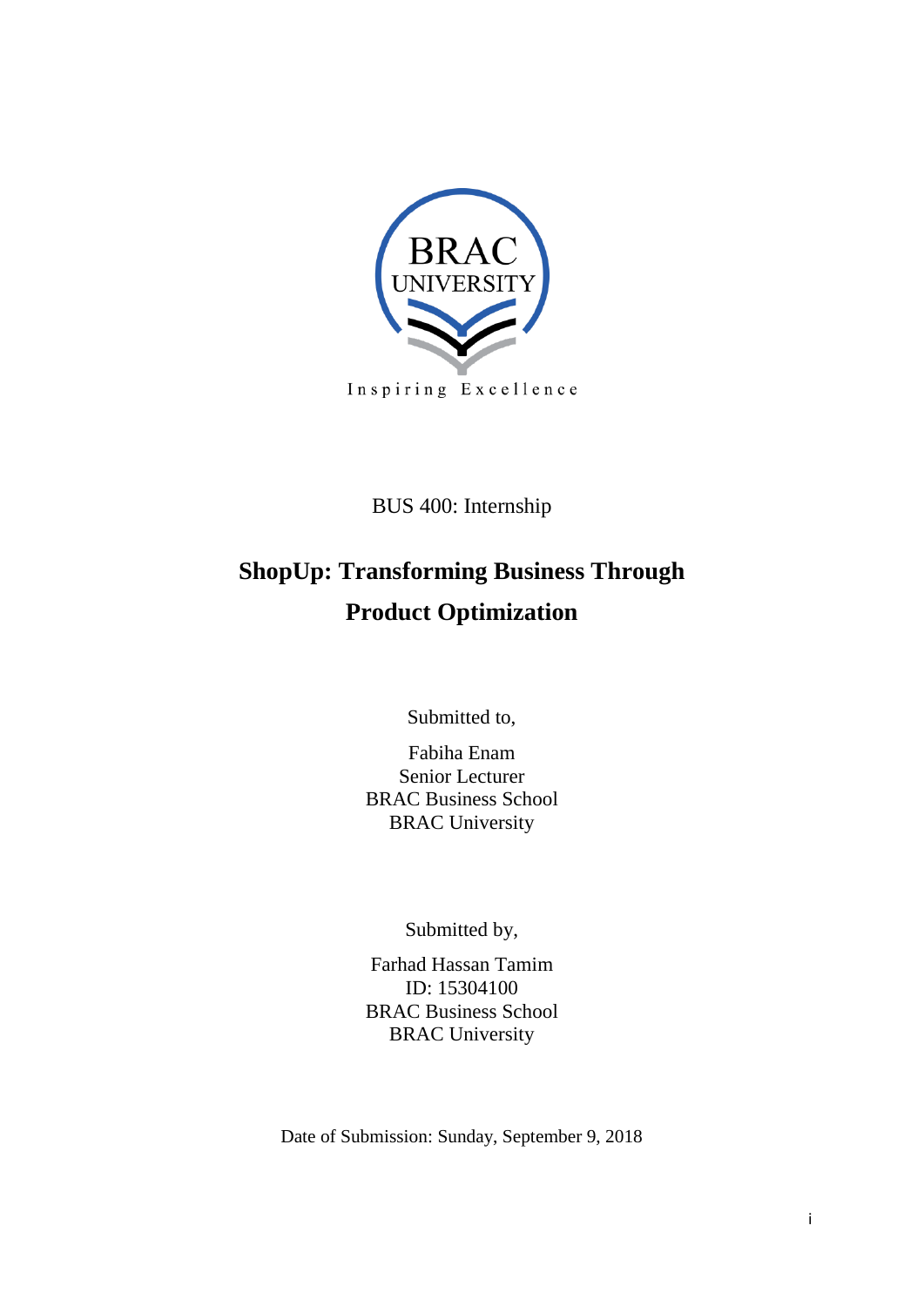BRAC UNIVERSITY

Inspiring Excellence

BUS 400: Internship

# ShopUp: Transforming Business Through Product Optimization

Submitted to,

Fabiha Enam
Senior Lecturer
BRAC Business School
BRAC University

Submitted by,

Farhad Hassan Tamim
ID: 15304100
BRAC Business School
BRAC University

Date of Submission: Sunday, September 9, 2018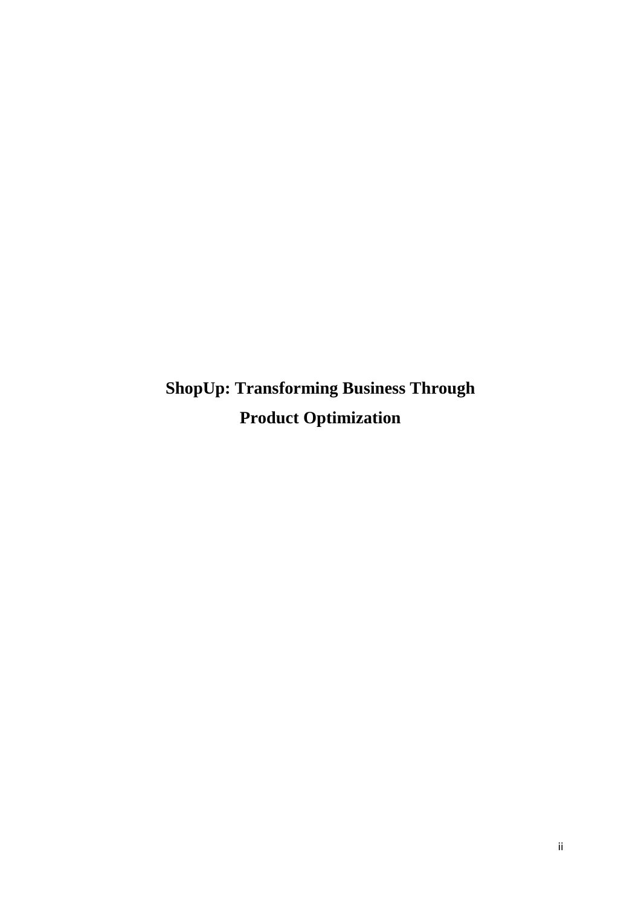# ShopUp: Transforming Business Through Product Optimization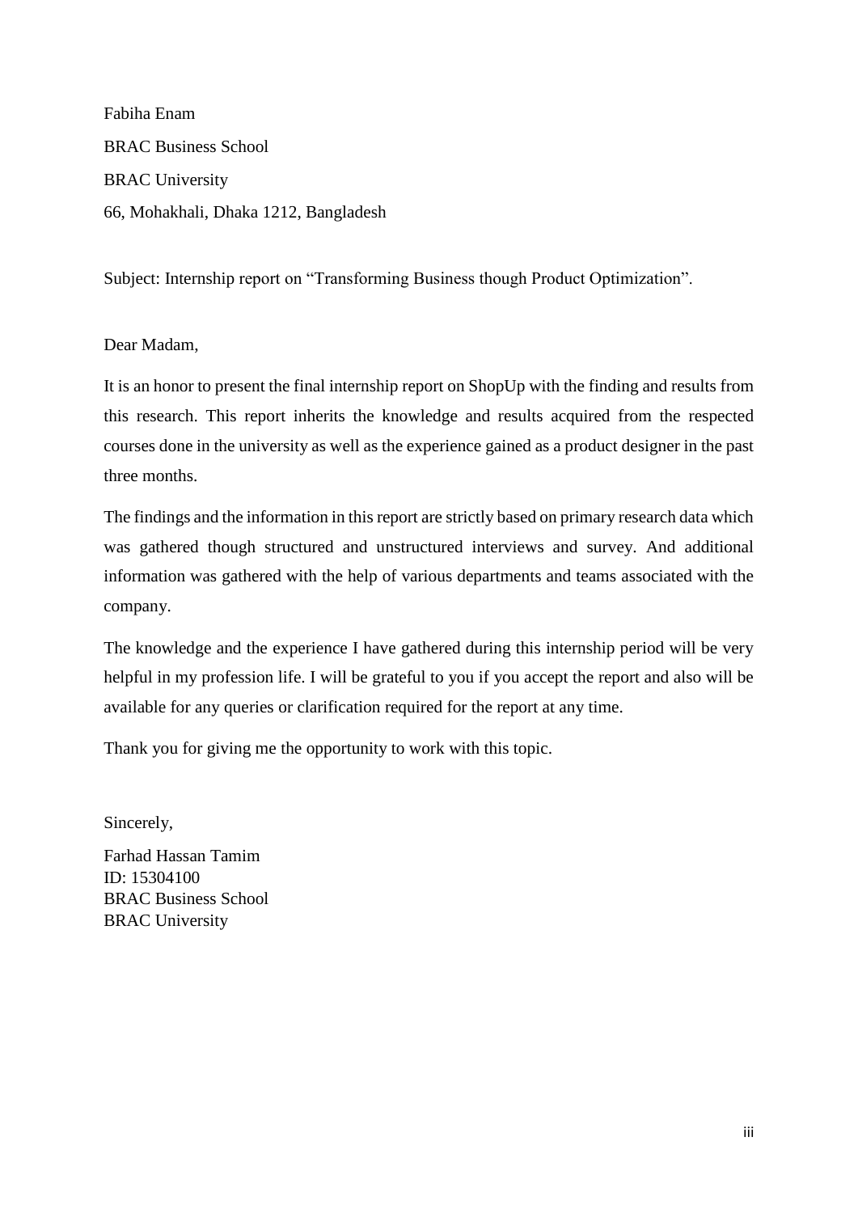Fabiha Enam

BRAC Business School

BRAC University

66, Mohakhali, Dhaka 1212, Bangladesh

Subject: Internship report on "Transforming Business though Product Optimization".

Dear Madam,

It is an honor to present the final internship report on ShopUp with the finding and results from this research. This report inherits the knowledge and results acquired from the respected courses done in the university as well as the experience gained as a product designer in the past three months.

The findings and the information in this report are strictly based on primary research data which was gathered though structured and unstructured interviews and survey. And additional information was gathered with the help of various departments and teams associated with the company.

The knowledge and the experience I have gathered during this internship period will be very helpful in my profession life. I will be grateful to you if you accept the report and also will be available for any queries or clarification required for the report at any time.

Thank you for giving me the opportunity to work with this topic.

Sincerely,

Farhad Hassan Tamim
ID: 15304100
BRAC Business School
BRAC University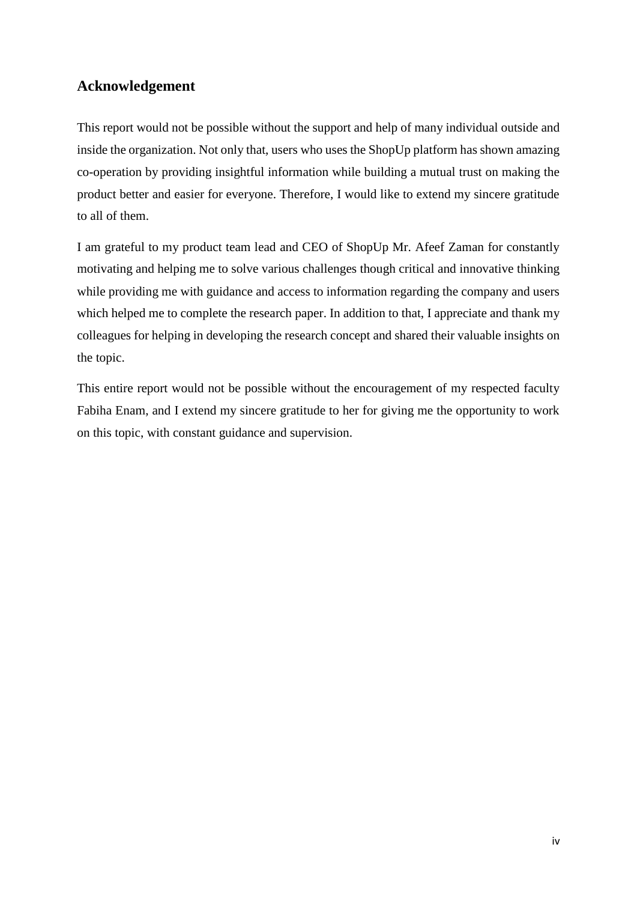## Acknowledgement

This report would not be possible without the support and help of many individual outside and inside the organization. Not only that, users who uses the ShopUp platform has shown amazing co-operation by providing insightful information while building a mutual trust on making the product better and easier for everyone. Therefore, I would like to extend my sincere gratitude to all of them.

I am grateful to my product team lead and CEO of ShopUp Mr. Afeef Zaman for constantly motivating and helping me to solve various challenges though critical and innovative thinking while providing me with guidance and access to information regarding the company and users which helped me to complete the research paper. In addition to that, I appreciate and thank my colleagues for helping in developing the research concept and shared their valuable insights on the topic.

This entire report would not be possible without the encouragement of my respected faculty Fabiha Enam, and I extend my sincere gratitude to her for giving me the opportunity to work on this topic, with constant guidance and supervision.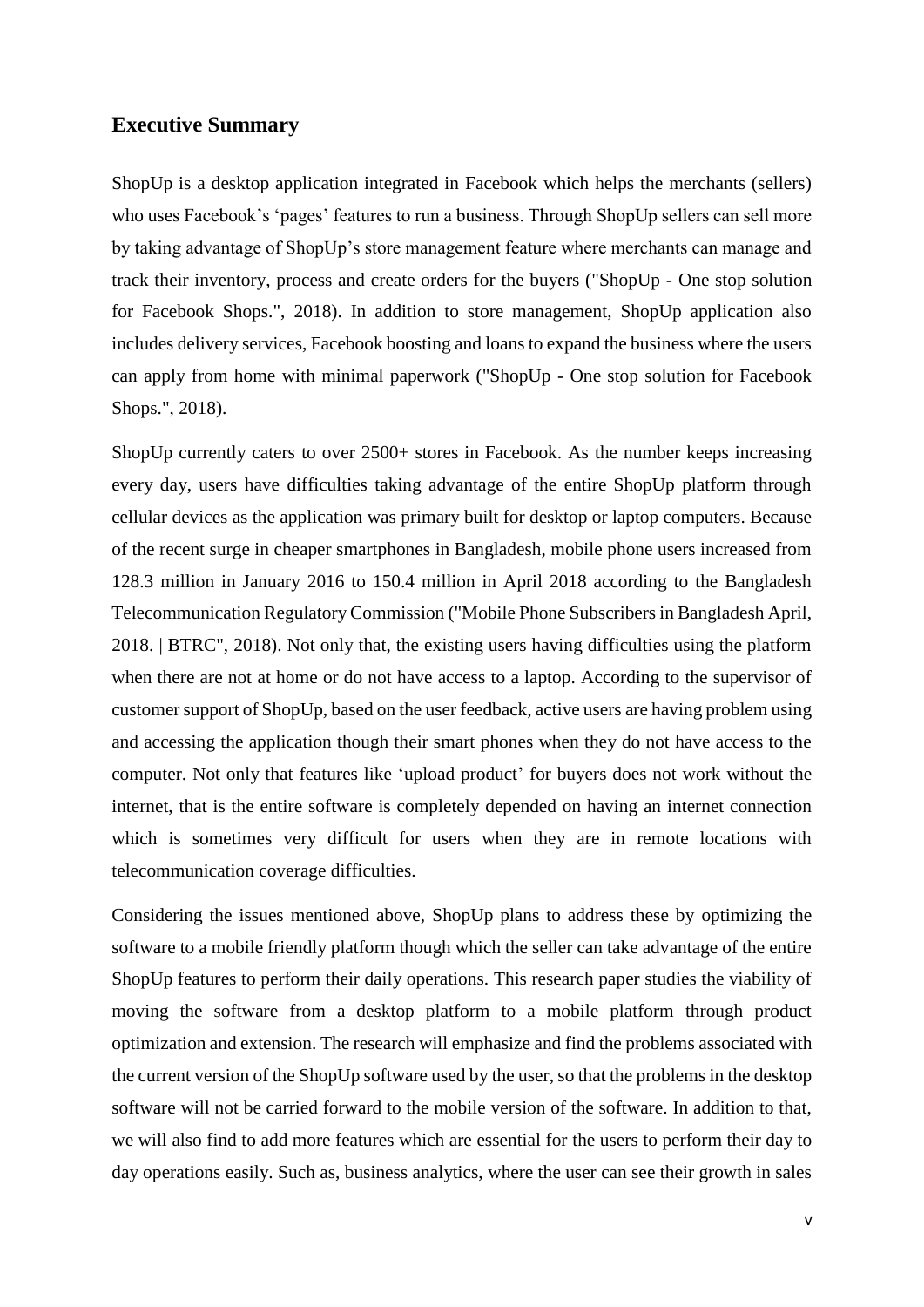## Executive Summary

ShopUp is a desktop application integrated in Facebook which helps the merchants (sellers) who uses Facebook's 'pages' features to run a business. Through ShopUp sellers can sell more by taking advantage of ShopUp's store management feature where merchants can manage and track their inventory, process and create orders for the buyers ("ShopUp - One stop solution for Facebook Shops.", 2018). In addition to store management, ShopUp application also includes delivery services, Facebook boosting and loans to expand the business where the users can apply from home with minimal paperwork ("ShopUp - One stop solution for Facebook Shops.", 2018).

ShopUp currently caters to over 2500+ stores in Facebook. As the number keeps increasing every day, users have difficulties taking advantage of the entire ShopUp platform through cellular devices as the application was primary built for desktop or laptop computers. Because of the recent surge in cheaper smartphones in Bangladesh, mobile phone users increased from 128.3 million in January 2016 to 150.4 million in April 2018 according to the Bangladesh Telecommunication Regulatory Commission ("Mobile Phone Subscribers in Bangladesh April, 2018. | BTRC", 2018). Not only that, the existing users having difficulties using the platform when there are not at home or do not have access to a laptop. According to the supervisor of customer support of ShopUp, based on the user feedback, active users are having problem using and accessing the application though their smart phones when they do not have access to the computer. Not only that features like 'upload product' for buyers does not work without the internet, that is the entire software is completely depended on having an internet connection which is sometimes very difficult for users when they are in remote locations with telecommunication coverage difficulties.

Considering the issues mentioned above, ShopUp plans to address these by optimizing the software to a mobile friendly platform though which the seller can take advantage of the entire ShopUp features to perform their daily operations. This research paper studies the viability of moving the software from a desktop platform to a mobile platform through product optimization and extension. The research will emphasize and find the problems associated with the current version of the ShopUp software used by the user, so that the problems in the desktop software will not be carried forward to the mobile version of the software. In addition to that, we will also find to add more features which are essential for the users to perform their day to day operations easily. Such as, business analytics, where the user can see their growth in sales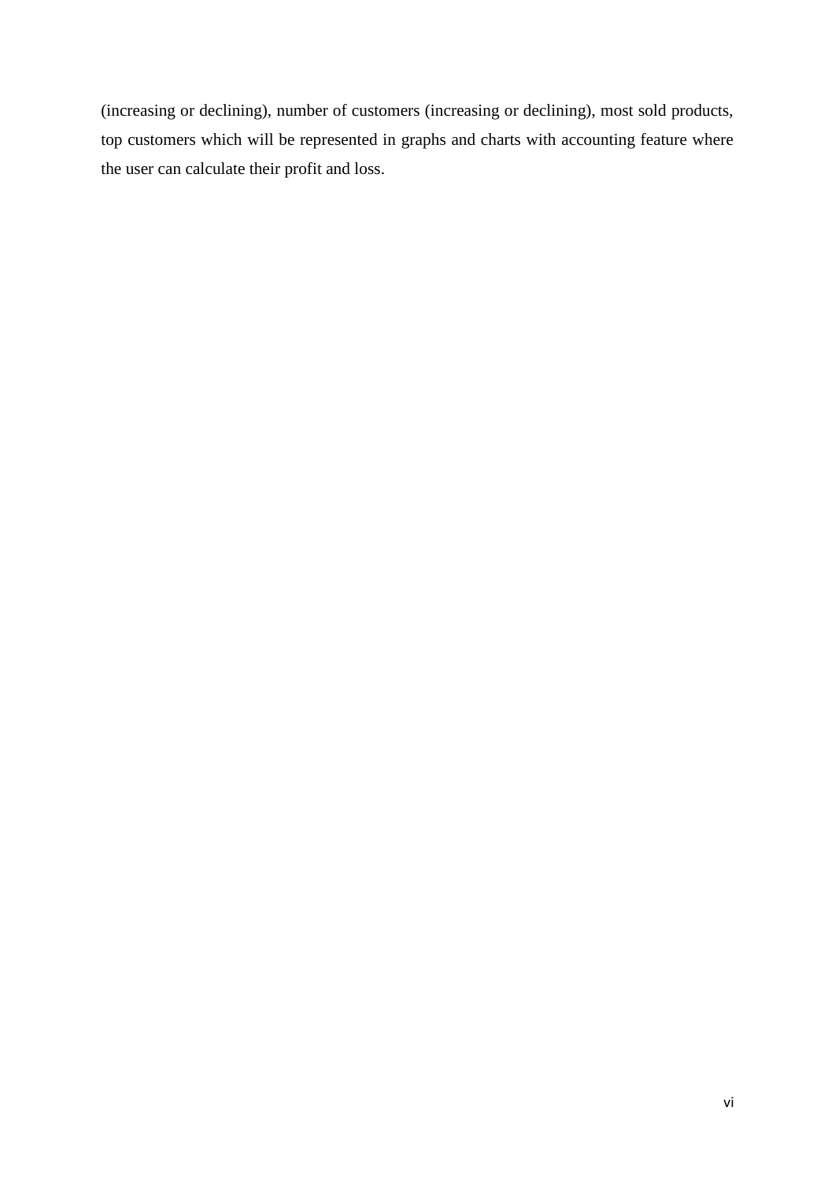(increasing or declining), number of customers (increasing or declining), most sold products, top customers which will be represented in graphs and charts with accounting feature where the user can calculate their profit and loss.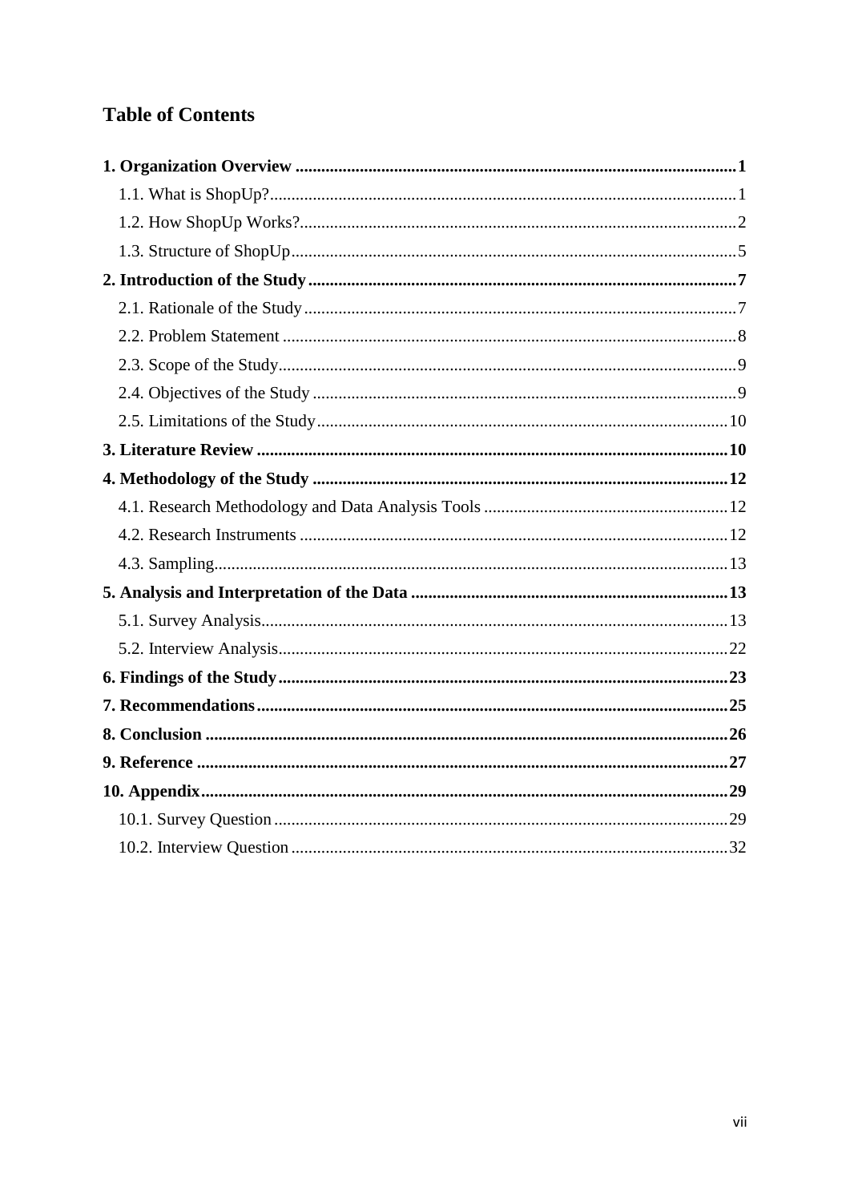# Table of Contents

**1. Organization Overview .................................................................................................1**

1.1. What is ShopUp?.............................................................................................................1

1.2. How ShopUp Works?......................................................................................................2

1.3. Structure of ShopUp........................................................................................................5

**2. Introduction of the Study ..................................................................................................7**

2.1. Rationale of the Study......................................................................................................7

2.2. Problem Statement ...........................................................................................................8

2.3. Scope of the Study............................................................................................................9

2.4. Objectives of the Study ....................................................................................................9

2.5. Limitations of the Study..................................................................................................10

**3. Literature Review ..............................................................................................................10**

**4. Methodology of the Study .................................................................................................12**

4.1. Research Methodology and Data Analysis Tools ..........................................................12

4.2. Research Instruments .....................................................................................................12

4.3. Sampling.........................................................................................................................13

**5. Analysis and Interpretation of the Data ..........................................................................13**

5.1. Survey Analysis..............................................................................................................13

5.2. Interview Analysis..........................................................................................................22

**6. Findings of the Study .........................................................................................................23**

**7. Recommendations..............................................................................................................25**

**8. Conclusion ..........................................................................................................................26**

**9. Reference ............................................................................................................................27**

**10. Appendix...........................................................................................................................29**

10.1. Survey Question...........................................................................................................29

10.2. Interview Question .......................................................................................................32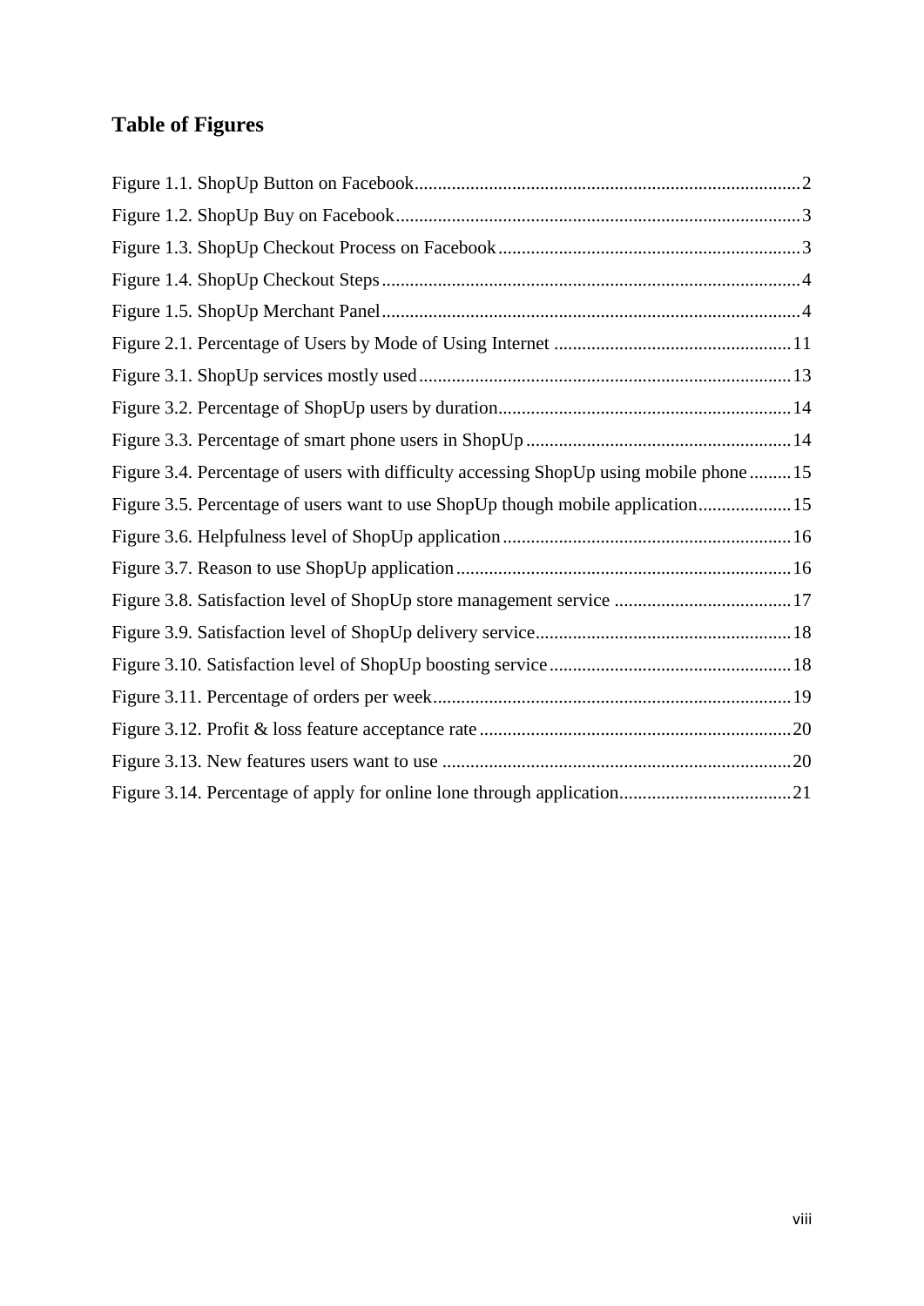# Table of Figures

Figure 1.1. ShopUp Button on Facebook....................................................................................2
Figure 1.2. ShopUp Buy on Facebook.......................................................................................3
Figure 1.3. ShopUp Checkout Process on Facebook.................................................................3
Figure 1.4. ShopUp Checkout Steps..........................................................................................4
Figure 1.5. ShopUp Merchant Panel..........................................................................................4
Figure 2.1. Percentage of Users by Mode of Using Internet ...................................................11
Figure 3.1. ShopUp services mostly used................................................................................13
Figure 3.2. Percentage of ShopUp users by duration...............................................................14
Figure 3.3. Percentage of smart phone users in ShopUp .........................................................14
Figure 3.4. Percentage of users with difficulty accessing ShopUp using mobile phone .........15
Figure 3.5. Percentage of users want to use ShopUp though mobile application....................15
Figure 3.6. Helpfulness level of ShopUp application..............................................................16
Figure 3.7. Reason to use ShopUp application........................................................................16
Figure 3.8. Satisfaction level of ShopUp store management service ......................................17
Figure 3.9. Satisfaction level of ShopUp delivery service.......................................................18
Figure 3.10. Satisfaction level of ShopUp boosting service....................................................18
Figure 3.11. Percentage of orders per week.............................................................................19
Figure 3.12. Profit & loss feature acceptance rate ...................................................................20
Figure 3.13. New features users want to use ...........................................................................20
Figure 3.14. Percentage of apply for online lone through application.....................................21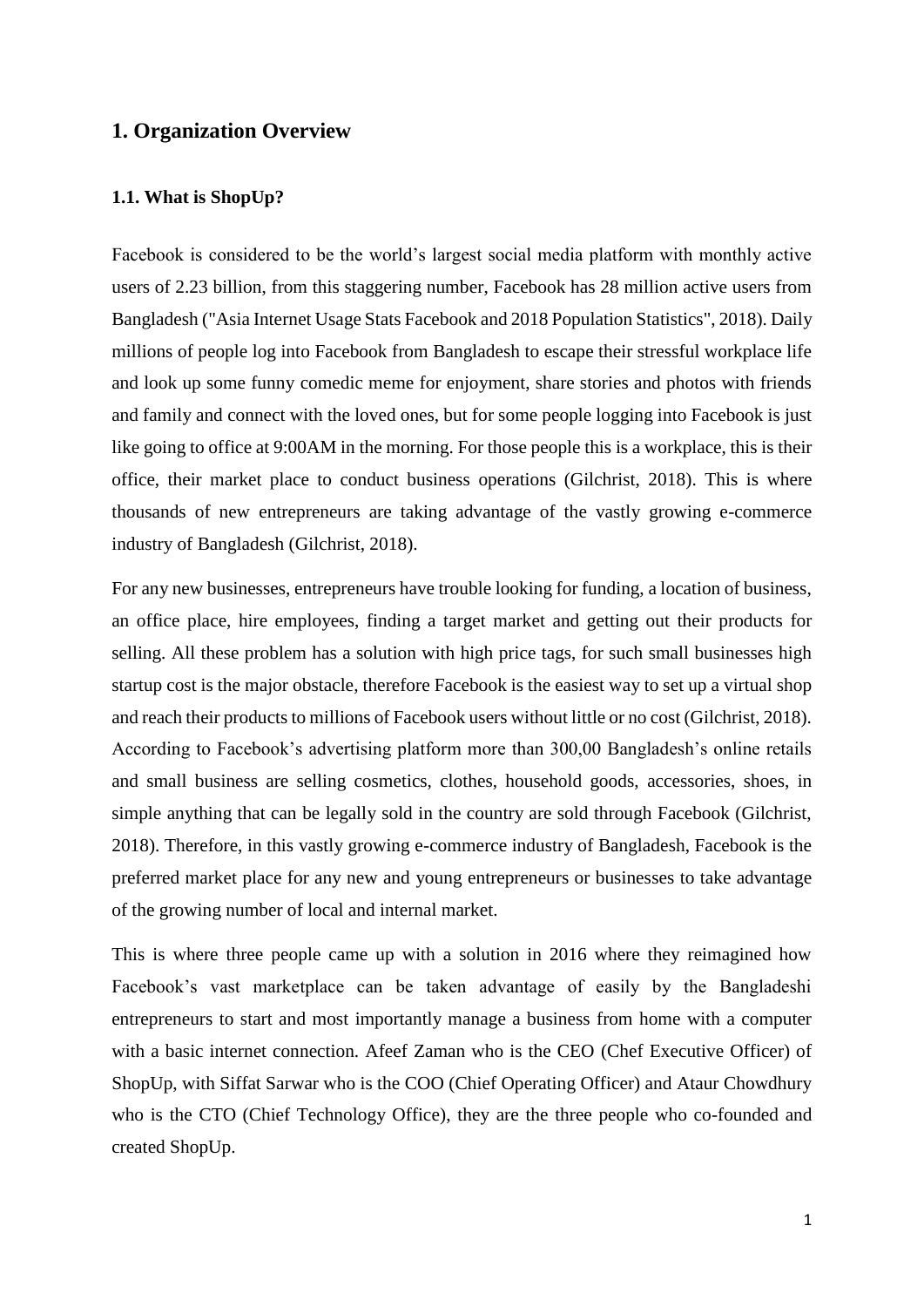# 1. Organization Overview

## 1.1. What is ShopUp?

Facebook is considered to be the world's largest social media platform with monthly active users of 2.23 billion, from this staggering number, Facebook has 28 million active users from Bangladesh ("Asia Internet Usage Stats Facebook and 2018 Population Statistics", 2018). Daily millions of people log into Facebook from Bangladesh to escape their stressful workplace life and look up some funny comedic meme for enjoyment, share stories and photos with friends and family and connect with the loved ones, but for some people logging into Facebook is just like going to office at 9:00AM in the morning. For those people this is a workplace, this is their office, their market place to conduct business operations (Gilchrist, 2018). This is where thousands of new entrepreneurs are taking advantage of the vastly growing e-commerce industry of Bangladesh (Gilchrist, 2018).

For any new businesses, entrepreneurs have trouble looking for funding, a location of business, an office place, hire employees, finding a target market and getting out their products for selling. All these problem has a solution with high price tags, for such small businesses high startup cost is the major obstacle, therefore Facebook is the easiest way to set up a virtual shop and reach their products to millions of Facebook users without little or no cost (Gilchrist, 2018). According to Facebook's advertising platform more than 300,00 Bangladesh's online retails and small business are selling cosmetics, clothes, household goods, accessories, shoes, in simple anything that can be legally sold in the country are sold through Facebook (Gilchrist, 2018). Therefore, in this vastly growing e-commerce industry of Bangladesh, Facebook is the preferred market place for any new and young entrepreneurs or businesses to take advantage of the growing number of local and internal market.

This is where three people came up with a solution in 2016 where they reimagined how Facebook's vast marketplace can be taken advantage of easily by the Bangladeshi entrepreneurs to start and most importantly manage a business from home with a computer with a basic internet connection. Afeef Zaman who is the CEO (Chef Executive Officer) of ShopUp, with Siffat Sarwar who is the COO (Chief Operating Officer) and Ataur Chowdhury who is the CTO (Chief Technology Office), they are the three people who co-founded and created ShopUp.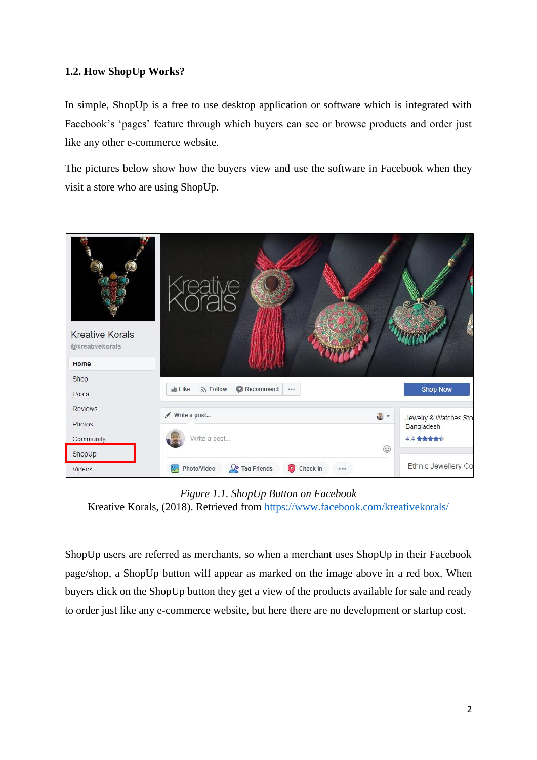### 1.2. How ShopUp Works?

In simple, ShopUp is a free to use desktop application or software which is integrated with Facebook's 'pages' feature through which buyers can see or browse products and order just like any other e-commerce website.

The pictures below show how the buyers view and use the software in Facebook when they visit a store who are using ShopUp.

*Figure 1.1. ShopUp Button on Facebook*
Kreative Korals, (2018). Retrieved from [https://www.facebook.com/kreativekorals/](https://www.facebook.com/kreativekorals/)

ShopUp users are referred as merchants, so when a merchant uses ShopUp in their Facebook page/shop, a ShopUp button will appear as marked on the image above in a red box. When buyers click on the ShopUp button they get a view of the products available for sale and ready to order just like any e-commerce website, but here there are no development or startup cost.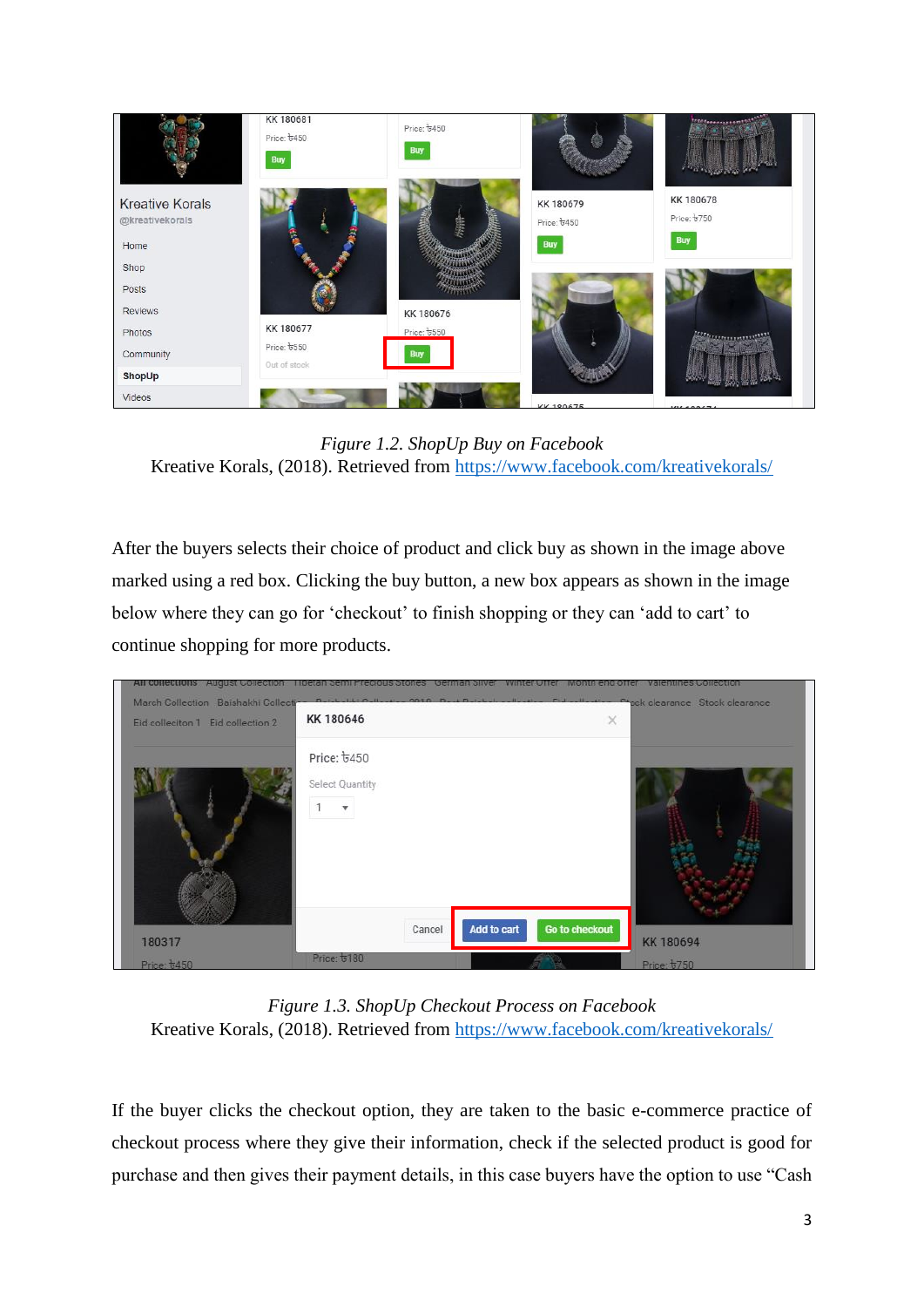*Figure 1.2. ShopUp Buy on Facebook*
Kreative Korals, (2018). Retrieved from https://www.facebook.com/kreativekorals/

After the buyers selects their choice of product and click buy as shown in the image above marked using a red box. Clicking the buy button, a new box appears as shown in the image below where they can go for 'checkout' to finish shopping or they can 'add to cart' to continue shopping for more products.

*Figure 1.3. ShopUp Checkout Process on Facebook*
Kreative Korals, (2018). Retrieved from https://www.facebook.com/kreativekorals/

If the buyer clicks the checkout option, they are taken to the basic e-commerce practice of checkout process where they give their information, check if the selected product is good for purchase and then gives their payment details, in this case buyers have the option to use "Cash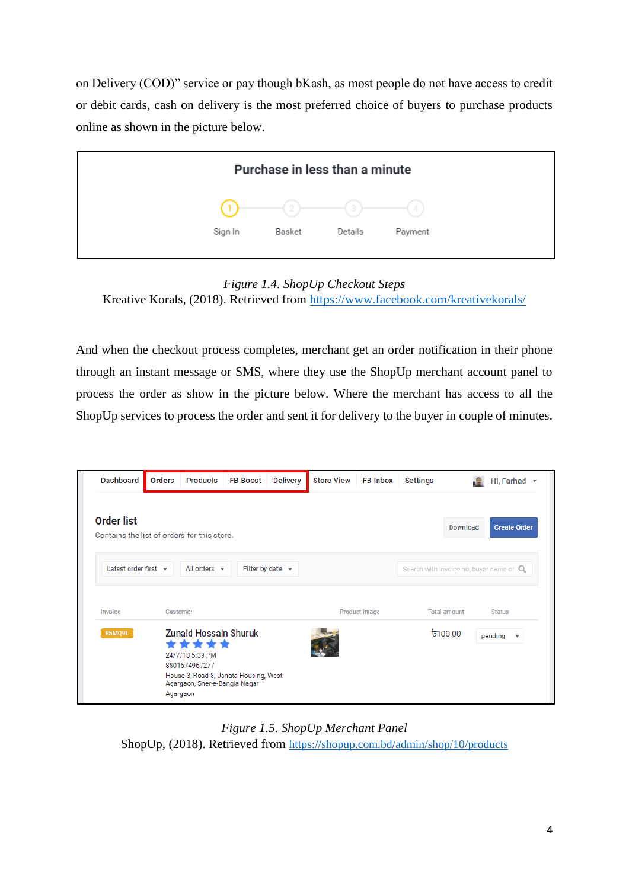on Delivery (COD)" service or pay though bKash, as most people do not have access to credit or debit cards, cash on delivery is the most preferred choice of buyers to purchase products online as shown in the picture below.

*Figure 1.4. ShopUp Checkout Steps*
Kreative Korals, (2018). Retrieved from https://www.facebook.com/kreativekorals/

And when the checkout process completes, merchant get an order notification in their phone through an instant message or SMS, where they use the ShopUp merchant account panel to process the order as show in the picture below. Where the merchant has access to all the ShopUp services to process the order and sent it for delivery to the buyer in couple of minutes.

*Figure 1.5. ShopUp Merchant Panel*
ShopUp, (2018). Retrieved from https://shopup.com.bd/admin/shop/10/products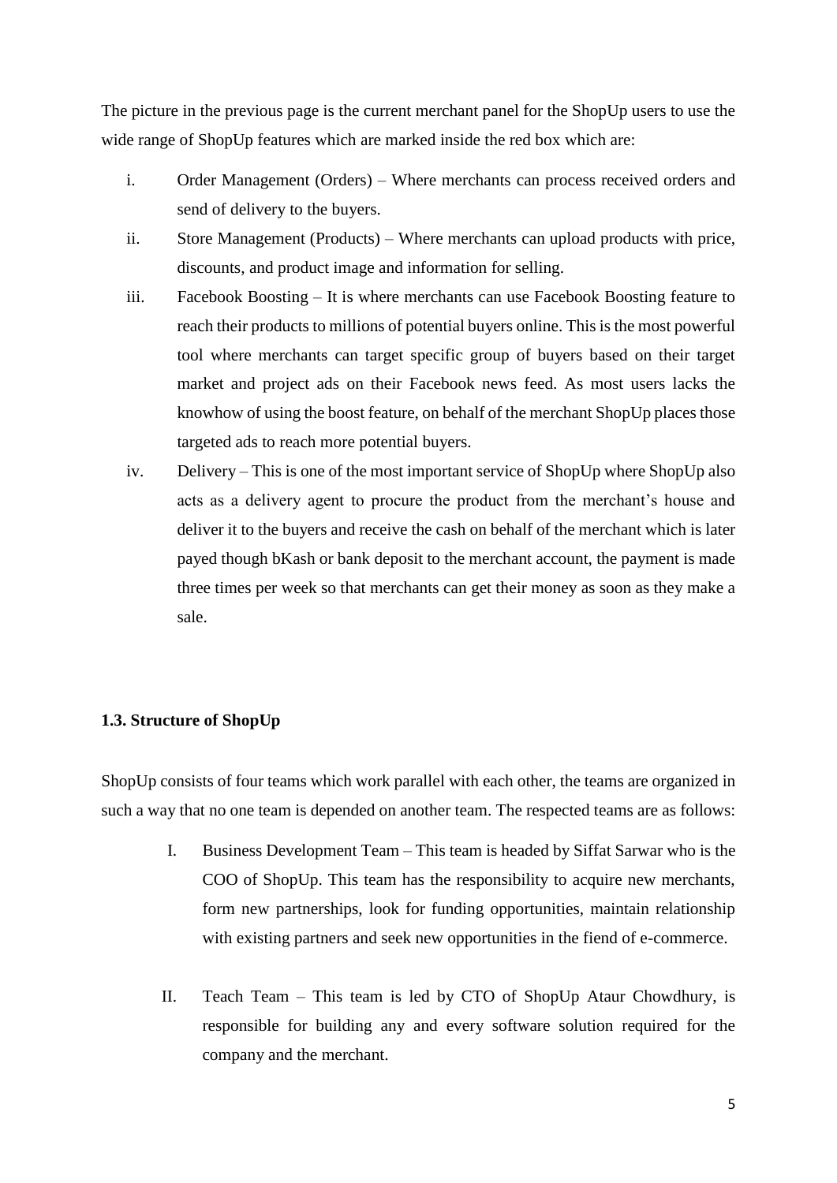The picture in the previous page is the current merchant panel for the ShopUp users to use the wide range of ShopUp features which are marked inside the red box which are:

i. Order Management (Orders) – Where merchants can process received orders and send of delivery to the buyers.
ii. Store Management (Products) – Where merchants can upload products with price, discounts, and product image and information for selling.
iii. Facebook Boosting – It is where merchants can use Facebook Boosting feature to reach their products to millions of potential buyers online. This is the most powerful tool where merchants can target specific group of buyers based on their target market and project ads on their Facebook news feed. As most users lacks the knowhow of using the boost feature, on behalf of the merchant ShopUp places those targeted ads to reach more potential buyers.
iv. Delivery – This is one of the most important service of ShopUp where ShopUp also acts as a delivery agent to procure the product from the merchant's house and deliver it to the buyers and receive the cash on behalf of the merchant which is later payed though bKash or bank deposit to the merchant account, the payment is made three times per week so that merchants can get their money as soon as they make a sale.

### 1.3. Structure of ShopUp

ShopUp consists of four teams which work parallel with each other, the teams are organized in such a way that no one team is depended on another team. The respected teams are as follows:

I. Business Development Team – This team is headed by Siffat Sarwar who is the COO of ShopUp. This team has the responsibility to acquire new merchants, form new partnerships, look for funding opportunities, maintain relationship with existing partners and seek new opportunities in the fiend of e-commerce.

II. Teach Team – This team is led by CTO of ShopUp Ataur Chowdhury, is responsible for building any and every software solution required for the company and the merchant.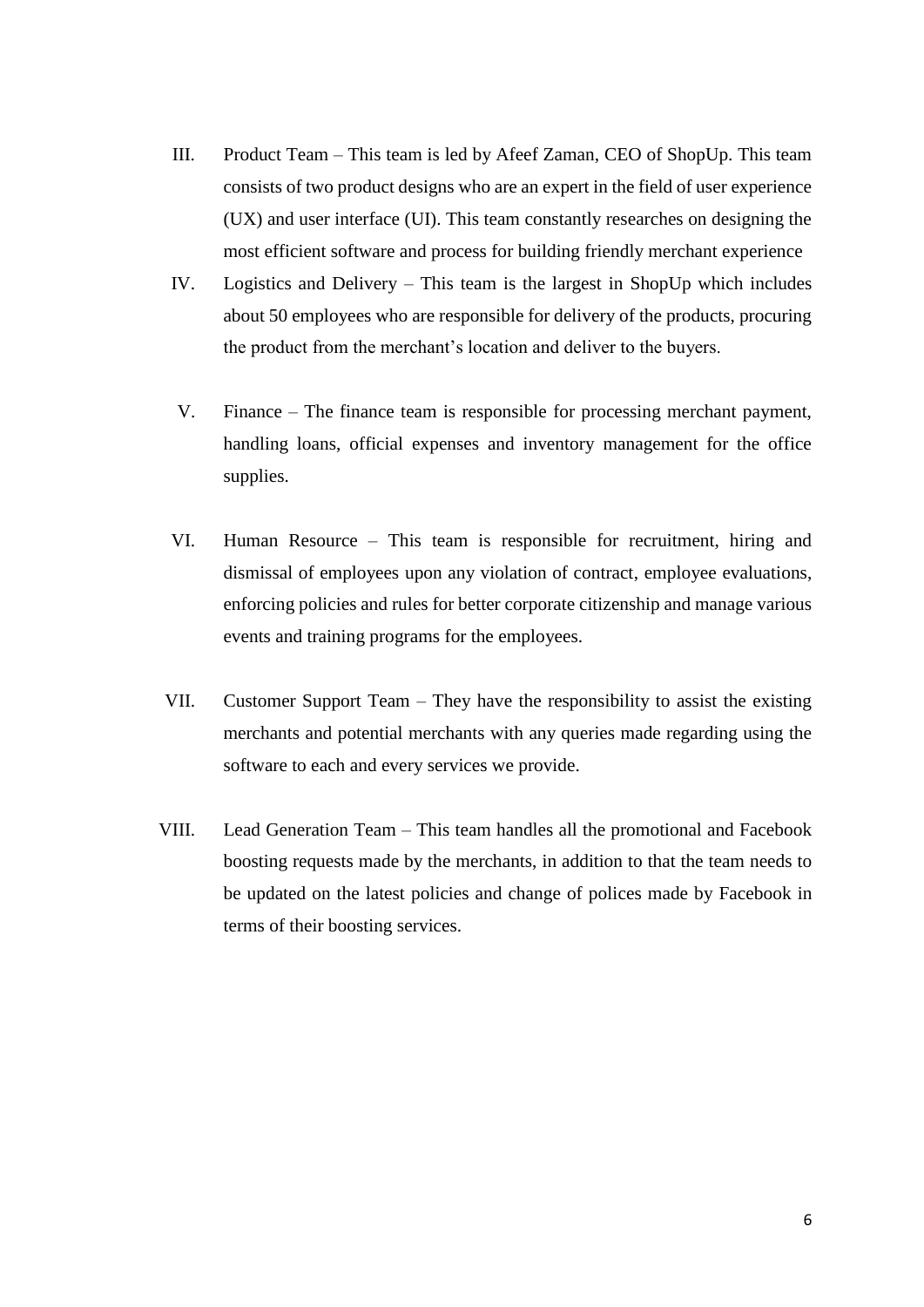III. Product Team – This team is led by Afeef Zaman, CEO of ShopUp. This team consists of two product designs who are an expert in the field of user experience (UX) and user interface (UI). This team constantly researches on designing the most efficient software and process for building friendly merchant experience

IV. Logistics and Delivery – This team is the largest in ShopUp which includes about 50 employees who are responsible for delivery of the products, procuring the product from the merchant's location and deliver to the buyers.

V. Finance – The finance team is responsible for processing merchant payment, handling loans, official expenses and inventory management for the office supplies.

VI. Human Resource – This team is responsible for recruitment, hiring and dismissal of employees upon any violation of contract, employee evaluations, enforcing policies and rules for better corporate citizenship and manage various events and training programs for the employees.

VII. Customer Support Team – They have the responsibility to assist the existing merchants and potential merchants with any queries made regarding using the software to each and every services we provide.

VIII. Lead Generation Team – This team handles all the promotional and Facebook boosting requests made by the merchants, in addition to that the team needs to be updated on the latest policies and change of polices made by Facebook in terms of their boosting services.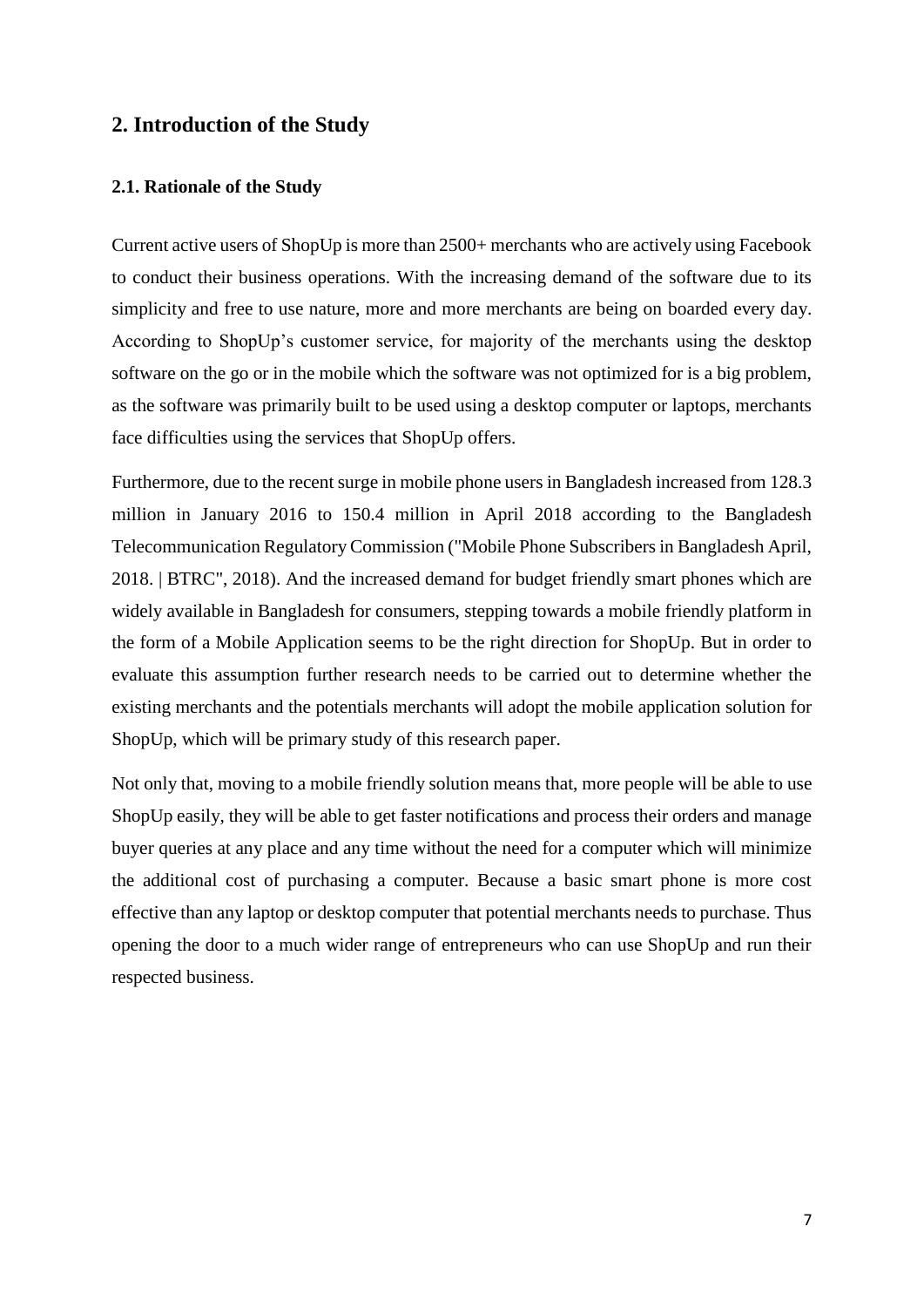## 2. Introduction of the Study

### 2.1. Rationale of the Study

Current active users of ShopUp is more than 2500+ merchants who are actively using Facebook to conduct their business operations. With the increasing demand of the software due to its simplicity and free to use nature, more and more merchants are being on boarded every day. According to ShopUp's customer service, for majority of the merchants using the desktop software on the go or in the mobile which the software was not optimized for is a big problem, as the software was primarily built to be used using a desktop computer or laptops, merchants face difficulties using the services that ShopUp offers.

Furthermore, due to the recent surge in mobile phone users in Bangladesh increased from 128.3 million in January 2016 to 150.4 million in April 2018 according to the Bangladesh Telecommunication Regulatory Commission ("Mobile Phone Subscribers in Bangladesh April, 2018. | BTRC", 2018). And the increased demand for budget friendly smart phones which are widely available in Bangladesh for consumers, stepping towards a mobile friendly platform in the form of a Mobile Application seems to be the right direction for ShopUp. But in order to evaluate this assumption further research needs to be carried out to determine whether the existing merchants and the potentials merchants will adopt the mobile application solution for ShopUp, which will be primary study of this research paper.

Not only that, moving to a mobile friendly solution means that, more people will be able to use ShopUp easily, they will be able to get faster notifications and process their orders and manage buyer queries at any place and any time without the need for a computer which will minimize the additional cost of purchasing a computer. Because a basic smart phone is more cost effective than any laptop or desktop computer that potential merchants needs to purchase. Thus opening the door to a much wider range of entrepreneurs who can use ShopUp and run their respected business.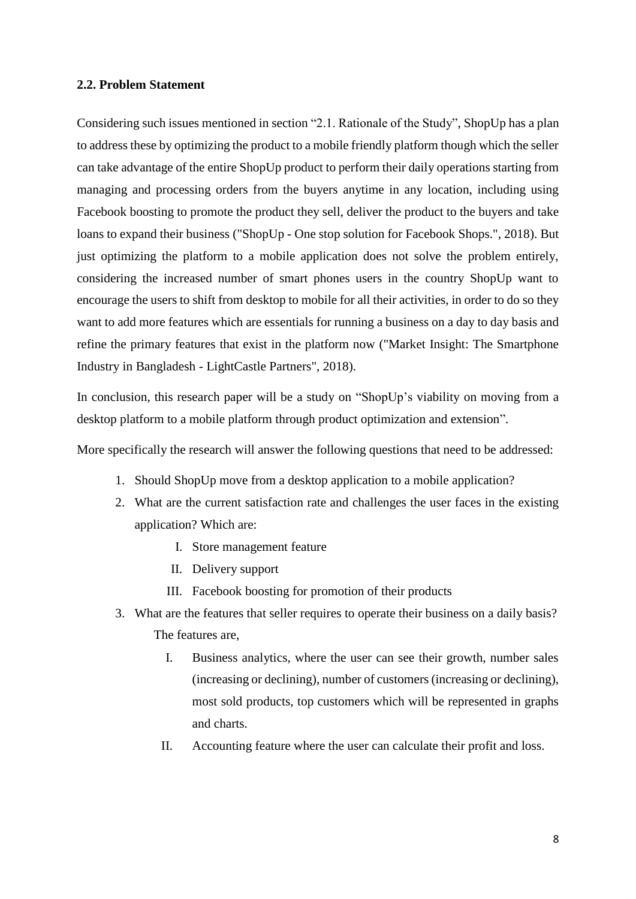### 2.2. Problem Statement

Considering such issues mentioned in section "2.1. Rationale of the Study", ShopUp has a plan to address these by optimizing the product to a mobile friendly platform though which the seller can take advantage of the entire ShopUp product to perform their daily operations starting from managing and processing orders from the buyers anytime in any location, including using Facebook boosting to promote the product they sell, deliver the product to the buyers and take loans to expand their business ("ShopUp - One stop solution for Facebook Shops.", 2018). But just optimizing the platform to a mobile application does not solve the problem entirely, considering the increased number of smart phones users in the country ShopUp want to encourage the users to shift from desktop to mobile for all their activities, in order to do so they want to add more features which are essentials for running a business on a day to day basis and refine the primary features that exist in the platform now ("Market Insight: The Smartphone Industry in Bangladesh - LightCastle Partners", 2018).

In conclusion, this research paper will be a study on "ShopUp's viability on moving from a desktop platform to a mobile platform through product optimization and extension".

More specifically the research will answer the following questions that need to be addressed:

1. Should ShopUp move from a desktop application to a mobile application?
2. What are the current satisfaction rate and challenges the user faces in the existing application? Which are:
   I. Store management feature
   II. Delivery support
   III. Facebook boosting for promotion of their products
3. What are the features that seller requires to operate their business on a daily basis? The features are,
   I. Business analytics, where the user can see their growth, number sales (increasing or declining), number of customers (increasing or declining), most sold products, top customers which will be represented in graphs and charts.
   II. Accounting feature where the user can calculate their profit and loss.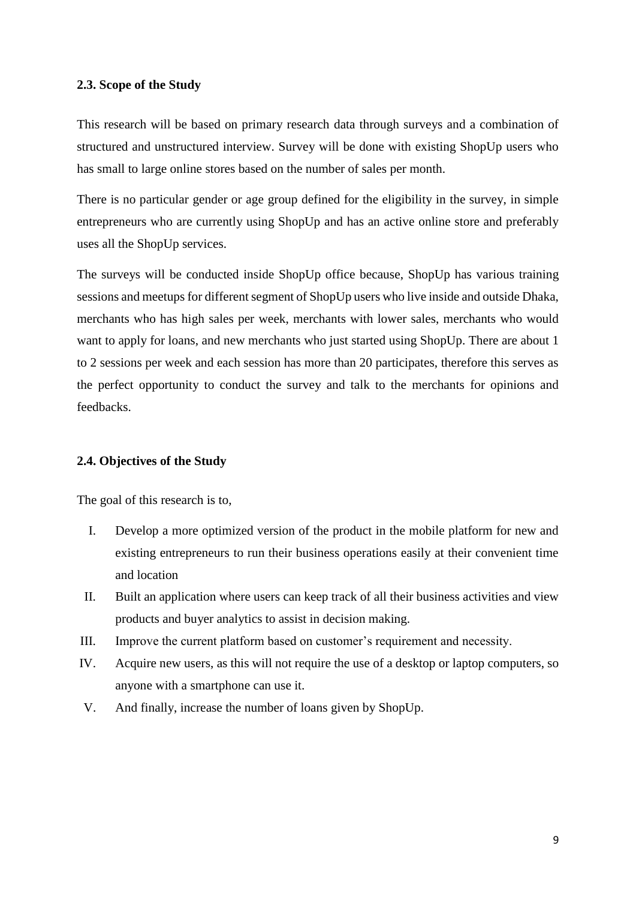### 2.3. Scope of the Study

This research will be based on primary research data through surveys and a combination of structured and unstructured interview. Survey will be done with existing ShopUp users who has small to large online stores based on the number of sales per month.

There is no particular gender or age group defined for the eligibility in the survey, in simple entrepreneurs who are currently using ShopUp and has an active online store and preferably uses all the ShopUp services.

The surveys will be conducted inside ShopUp office because, ShopUp has various training sessions and meetups for different segment of ShopUp users who live inside and outside Dhaka, merchants who has high sales per week, merchants with lower sales, merchants who would want to apply for loans, and new merchants who just started using ShopUp. There are about 1 to 2 sessions per week and each session has more than 20 participates, therefore this serves as the perfect opportunity to conduct the survey and talk to the merchants for opinions and feedbacks.

### 2.4. Objectives of the Study

The goal of this research is to,

I. Develop a more optimized version of the product in the mobile platform for new and existing entrepreneurs to run their business operations easily at their convenient time and location

II. Built an application where users can keep track of all their business activities and view products and buyer analytics to assist in decision making.

III. Improve the current platform based on customer's requirement and necessity.

IV. Acquire new users, as this will not require the use of a desktop or laptop computers, so anyone with a smartphone can use it.

V. And finally, increase the number of loans given by ShopUp.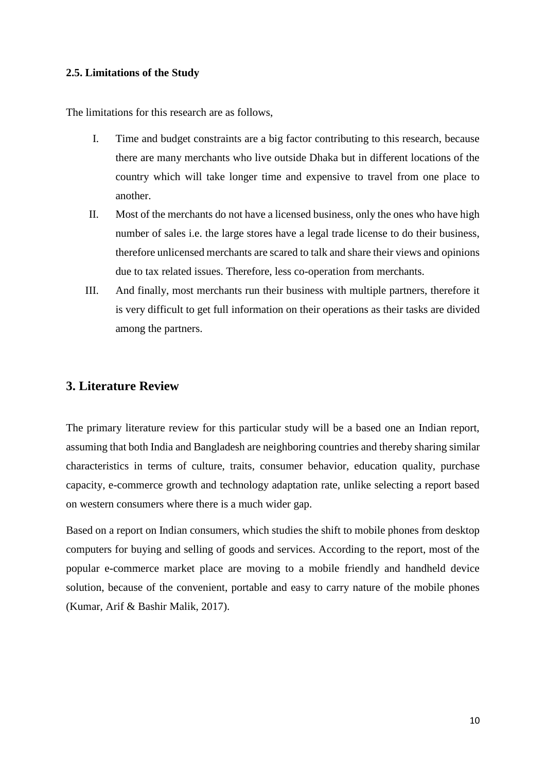### 2.5. Limitations of the Study

The limitations for this research are as follows,

I. Time and budget constraints are a big factor contributing to this research, because there are many merchants who live outside Dhaka but in different locations of the country which will take longer time and expensive to travel from one place to another.

II. Most of the merchants do not have a licensed business, only the ones who have high number of sales i.e. the large stores have a legal trade license to do their business, therefore unlicensed merchants are scared to talk and share their views and opinions due to tax related issues. Therefore, less co-operation from merchants.

III. And finally, most merchants run their business with multiple partners, therefore it is very difficult to get full information on their operations as their tasks are divided among the partners.

## 3. Literature Review

The primary literature review for this particular study will be a based one an Indian report, assuming that both India and Bangladesh are neighboring countries and thereby sharing similar characteristics in terms of culture, traits, consumer behavior, education quality, purchase capacity, e-commerce growth and technology adaptation rate, unlike selecting a report based on western consumers where there is a much wider gap.

Based on a report on Indian consumers, which studies the shift to mobile phones from desktop computers for buying and selling of goods and services. According to the report, most of the popular e-commerce market place are moving to a mobile friendly and handheld device solution, because of the convenient, portable and easy to carry nature of the mobile phones (Kumar, Arif & Bashir Malik, 2017).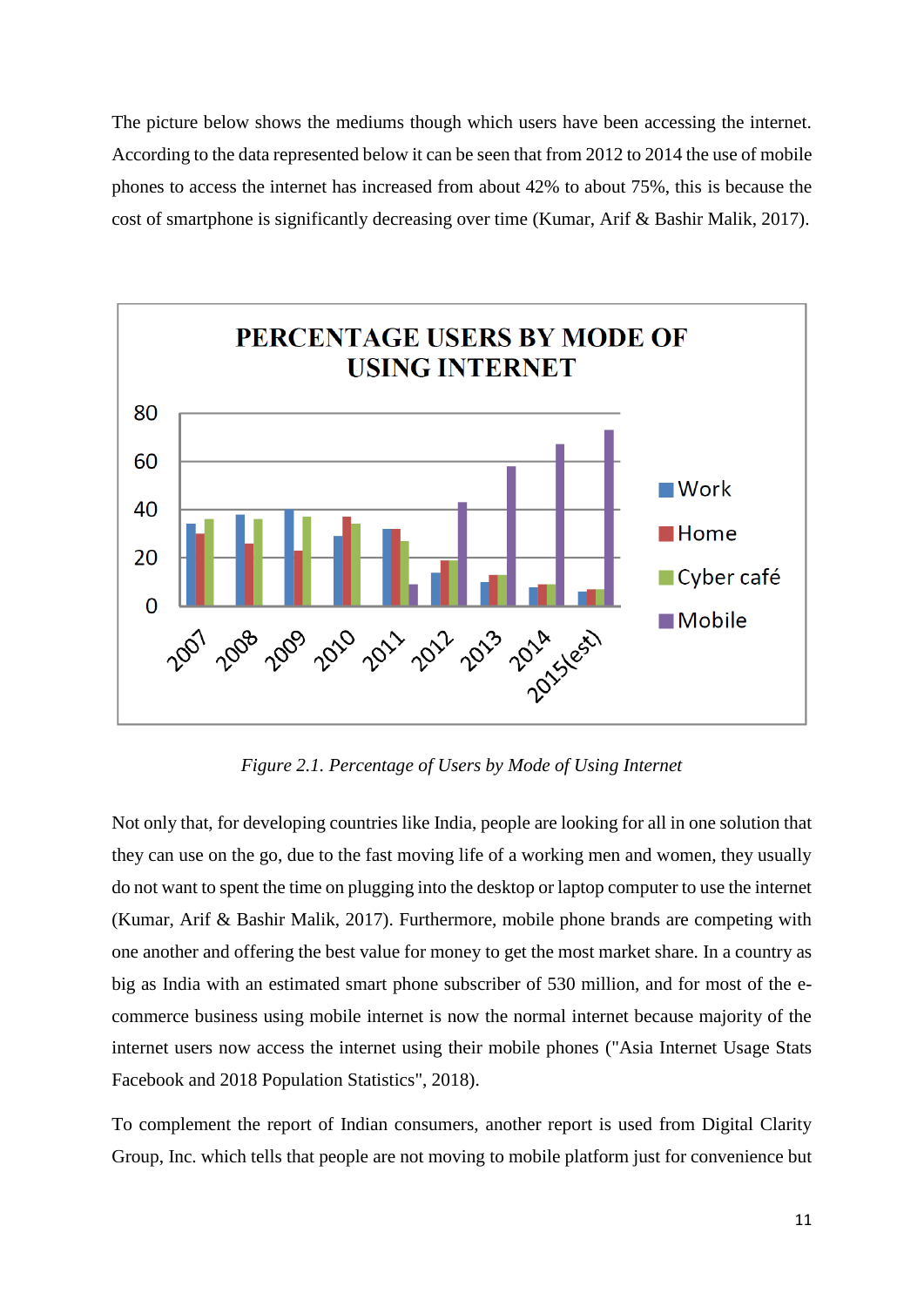The picture below shows the mediums though which users have been accessing the internet. According to the data represented below it can be seen that from 2012 to 2014 the use of mobile phones to access the internet has increased from about 42% to about 75%, this is because the cost of smartphone is significantly decreasing over time (Kumar, Arif & Bashir Malik, 2017).

*Figure 2.1. Percentage of Users by Mode of Using Internet*

Not only that, for developing countries like India, people are looking for all in one solution that they can use on the go, due to the fast moving life of a working men and women, they usually do not want to spent the time on plugging into the desktop or laptop computer to use the internet (Kumar, Arif & Bashir Malik, 2017). Furthermore, mobile phone brands are competing with one another and offering the best value for money to get the most market share. In a country as big as India with an estimated smart phone subscriber of 530 million, and for most of the e-commerce business using mobile internet is now the normal internet because majority of the internet users now access the internet using their mobile phones ("Asia Internet Usage Stats Facebook and 2018 Population Statistics", 2018).

To complement the report of Indian consumers, another report is used from Digital Clarity Group, Inc. which tells that people are not moving to mobile platform just for convenience but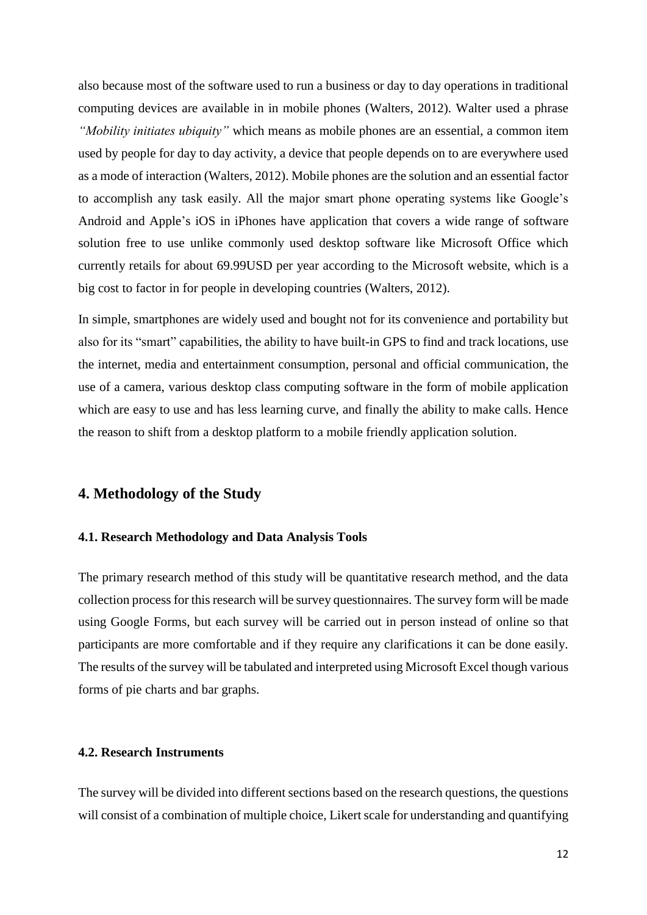also because most of the software used to run a business or day to day operations in traditional computing devices are available in in mobile phones (Walters, 2012). Walter used a phrase *"Mobility initiates ubiquity"* which means as mobile phones are an essential, a common item used by people for day to day activity, a device that people depends on to are everywhere used as a mode of interaction (Walters, 2012). Mobile phones are the solution and an essential factor to accomplish any task easily. All the major smart phone operating systems like Google's Android and Apple's iOS in iPhones have application that covers a wide range of software solution free to use unlike commonly used desktop software like Microsoft Office which currently retails for about 69.99USD per year according to the Microsoft website, which is a big cost to factor in for people in developing countries (Walters, 2012).

In simple, smartphones are widely used and bought not for its convenience and portability but also for its "smart" capabilities, the ability to have built-in GPS to find and track locations, use the internet, media and entertainment consumption, personal and official communication, the use of a camera, various desktop class computing software in the form of mobile application which are easy to use and has less learning curve, and finally the ability to make calls. Hence the reason to shift from a desktop platform to a mobile friendly application solution.

## 4. Methodology of the Study

### 4.1. Research Methodology and Data Analysis Tools

The primary research method of this study will be quantitative research method, and the data collection process for this research will be survey questionnaires. The survey form will be made using Google Forms, but each survey will be carried out in person instead of online so that participants are more comfortable and if they require any clarifications it can be done easily. The results of the survey will be tabulated and interpreted using Microsoft Excel though various forms of pie charts and bar graphs.

### 4.2. Research Instruments

The survey will be divided into different sections based on the research questions, the questions will consist of a combination of multiple choice, Likert scale for understanding and quantifying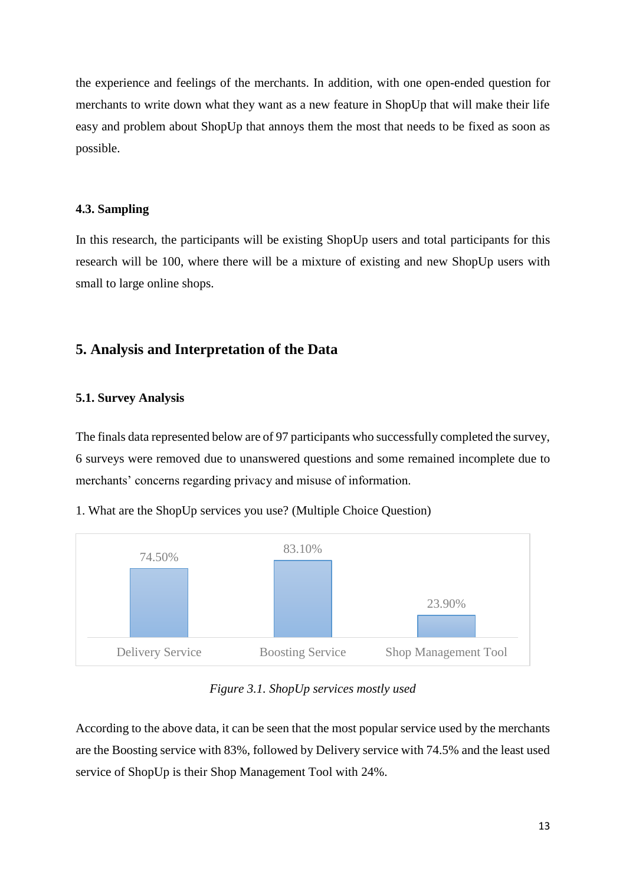the experience and feelings of the merchants. In addition, with one open-ended question for merchants to write down what they want as a new feature in ShopUp that will make their life easy and problem about ShopUp that annoys them the most that needs to be fixed as soon as possible.

### 4.3. Sampling

In this research, the participants will be existing ShopUp users and total participants for this research will be 100, where there will be a mixture of existing and new ShopUp users with small to large online shops.

## 5. Analysis and Interpretation of the Data

### 5.1. Survey Analysis

The finals data represented below are of 97 participants who successfully completed the survey, 6 surveys were removed due to unanswered questions and some remained incomplete due to merchants' concerns regarding privacy and misuse of information.

1. What are the ShopUp services you use? (Multiple Choice Question)

| Delivery Service | Boosting Service | Shop Management Tool |
|---|---|---|
| 74.50% | 83.10% | 23.90% |

*Figure 3.1. ShopUp services mostly used*

According to the above data, it can be seen that the most popular service used by the merchants are the Boosting service with 83%, followed by Delivery service with 74.5% and the least used service of ShopUp is their Shop Management Tool with 24%.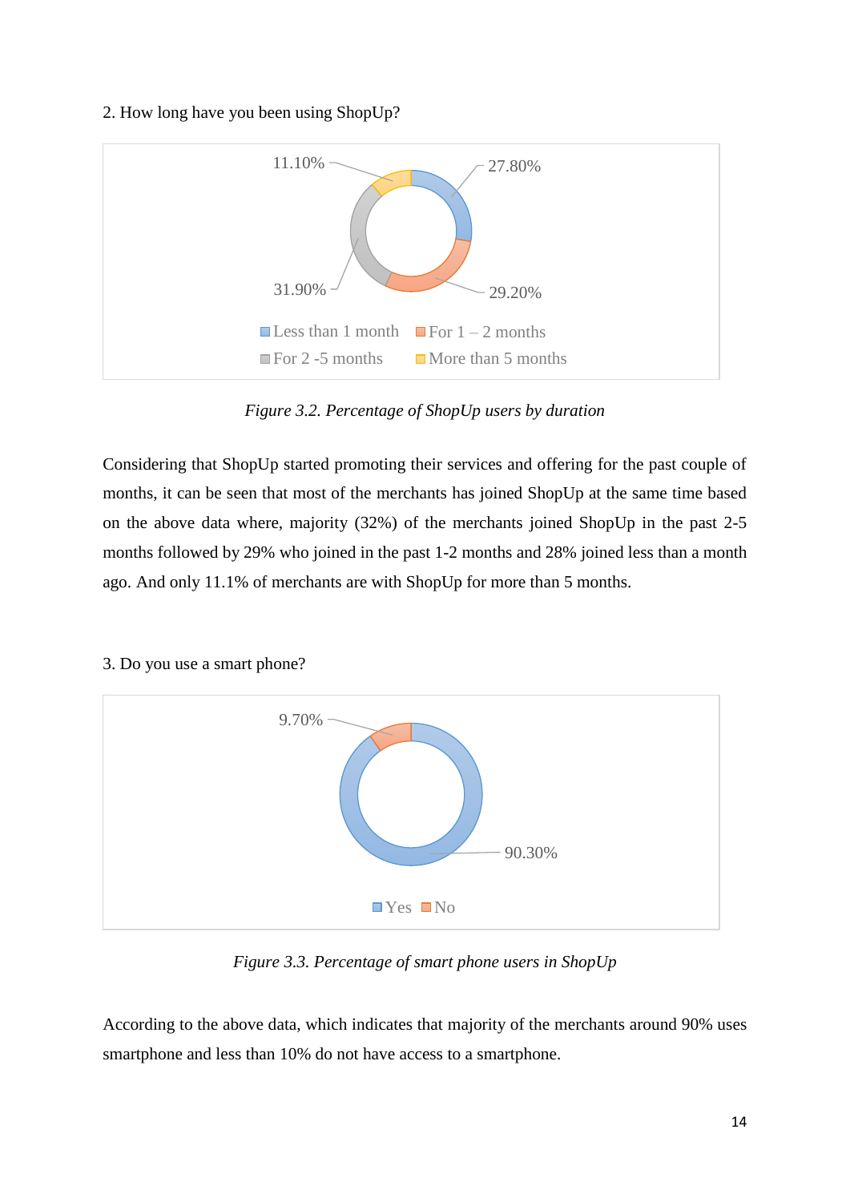2. How long have you been using ShopUp?

11.10%

27.80%

31.90%

29.20%

Less than 1 month   For 1 – 2 months   For 2 -5 months   More than 5 months

*Figure 3.2. Percentage of ShopUp users by duration*

Considering that ShopUp started promoting their services and offering for the past couple of months, it can be seen that most of the merchants has joined ShopUp at the same time based on the above data where, majority (32%) of the merchants joined ShopUp in the past 2-5 months followed by 29% who joined in the past 1-2 months and 28% joined less than a month ago. And only 11.1% of merchants are with ShopUp for more than 5 months.

3. Do you use a smart phone?

9.70%

90.30%

Yes   No

*Figure 3.3. Percentage of smart phone users in ShopUp*

According to the above data, which indicates that majority of the merchants around 90% uses smartphone and less than 10% do not have access to a smartphone.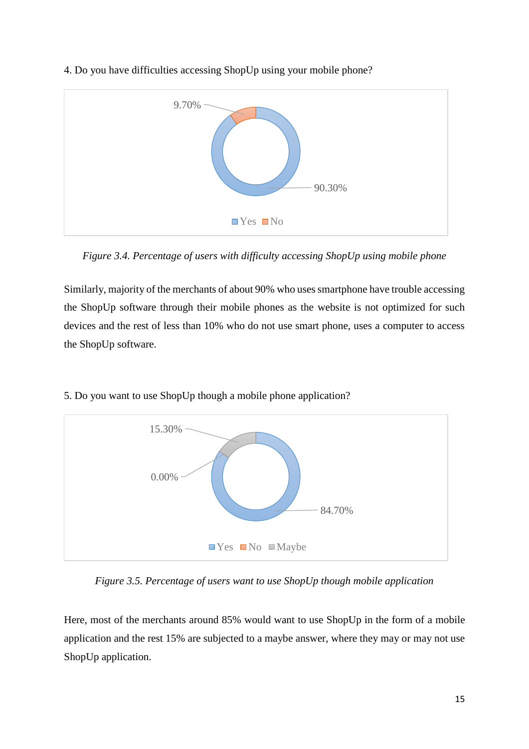4. Do you have difficulties accessing ShopUp using your mobile phone?

*Figure 3.4. Percentage of users with difficulty accessing ShopUp using mobile phone*

Similarly, majority of the merchants of about 90% who uses smartphone have trouble accessing the ShopUp software through their mobile phones as the website is not optimized for such devices and the rest of less than 10% who do not use smart phone, uses a computer to access the ShopUp software.

5. Do you want to use ShopUp though a mobile phone application?

*Figure 3.5. Percentage of users want to use ShopUp though mobile application*

Here, most of the merchants around 85% would want to use ShopUp in the form of a mobile application and the rest 15% are subjected to a maybe answer, where they may or may not use ShopUp application.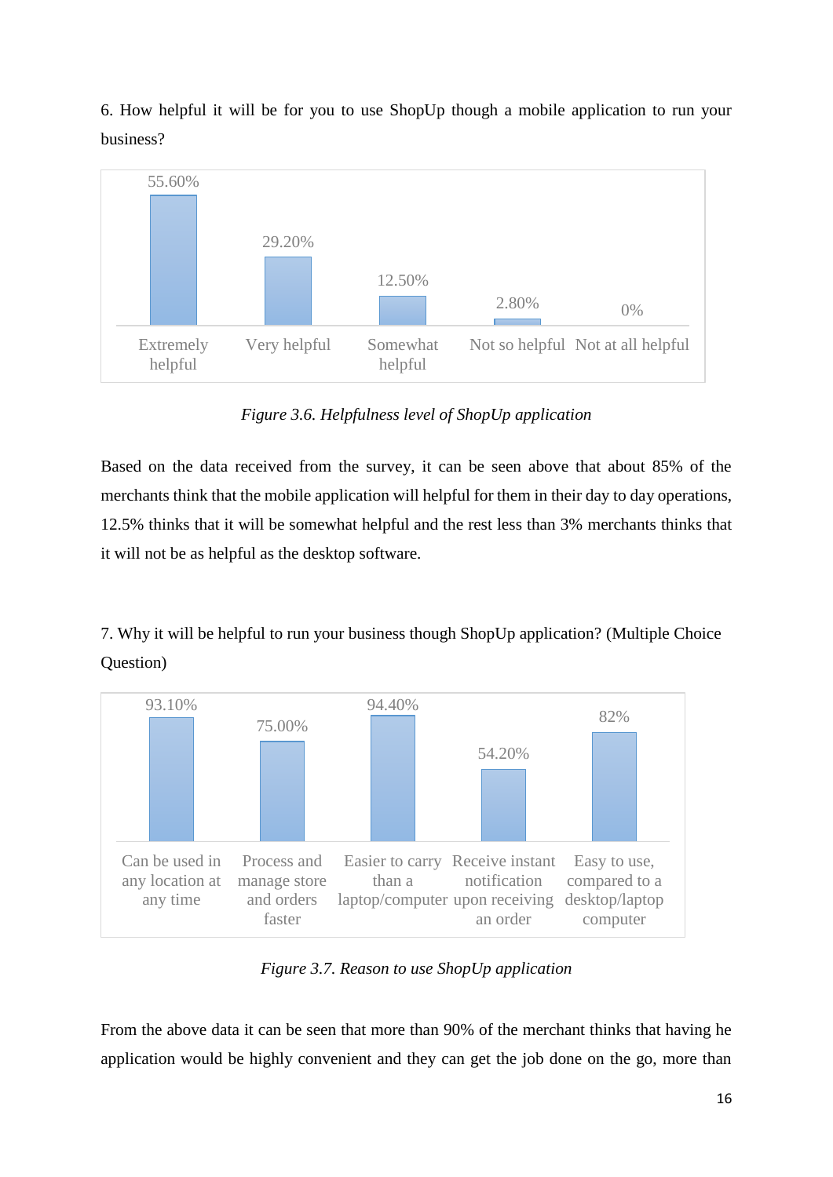6. How helpful it will be for you to use ShopUp though a mobile application to run your business?

| Extremely helpful | Very helpful | Somewhat helpful | Not so helpful | Not at all helpful |
|---|---|---|---|---|
| 55.60% | 29.20% | 12.50% | 2.80% | 0% |

*Figure 3.6. Helpfulness level of ShopUp application*

Based on the data received from the survey, it can be seen above that about 85% of the merchants think that the mobile application will helpful for them in their day to day operations, 12.5% thinks that it will be somewhat helpful and the rest less than 3% merchants thinks that it will not be as helpful as the desktop software.

7. Why it will be helpful to run your business though ShopUp application? (Multiple Choice Question)

| Can be used in any location at any time | Process and manage store and orders faster | Easier to carry than a laptop/computer | Receive instant notification upon receiving an order | Easy to use, compared to a desktop/laptop computer |
|---|---|---|---|---|
| 93.10% | 75.00% | 94.40% | 54.20% | 82% |

*Figure 3.7. Reason to use ShopUp application*

From the above data it can be seen that more than 90% of the merchant thinks that having he application would be highly convenient and they can get the job done on the go, more than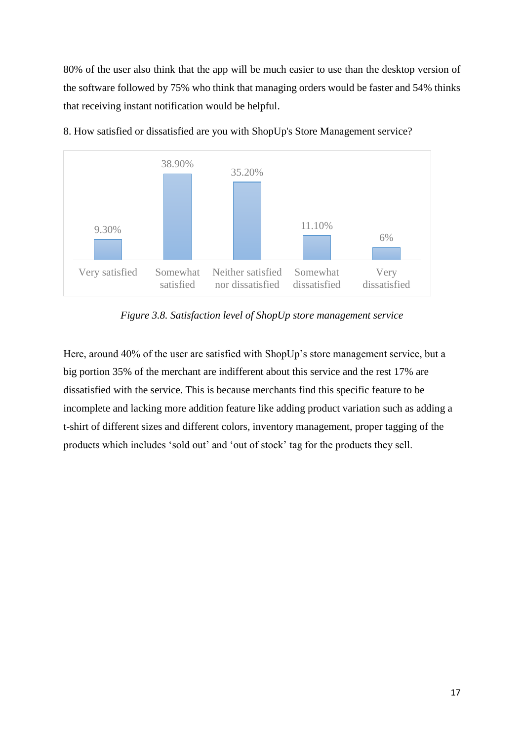80% of the user also think that the app will be much easier to use than the desktop version of the software followed by 75% who think that managing orders would be faster and 54% thinks that receiving instant notification would be helpful.

8. How satisfied or dissatisfied are you with ShopUp's Store Management service?

| Very satisfied | Somewhat satisfied | Neither satisfied nor dissatisfied | Somewhat dissatisfied | Very dissatisfied |
|---|---|---|---|---|
| 9.30% | 38.90% | 35.20% | 11.10% | 6% |

*Figure 3.8. Satisfaction level of ShopUp store management service*

Here, around 40% of the user are satisfied with ShopUp's store management service, but a big portion 35% of the merchant are indifferent about this service and the rest 17% are dissatisfied with the service. This is because merchants find this specific feature to be incomplete and lacking more addition feature like adding product variation such as adding a t-shirt of different sizes and different colors, inventory management, proper tagging of the products which includes 'sold out' and 'out of stock' tag for the products they sell.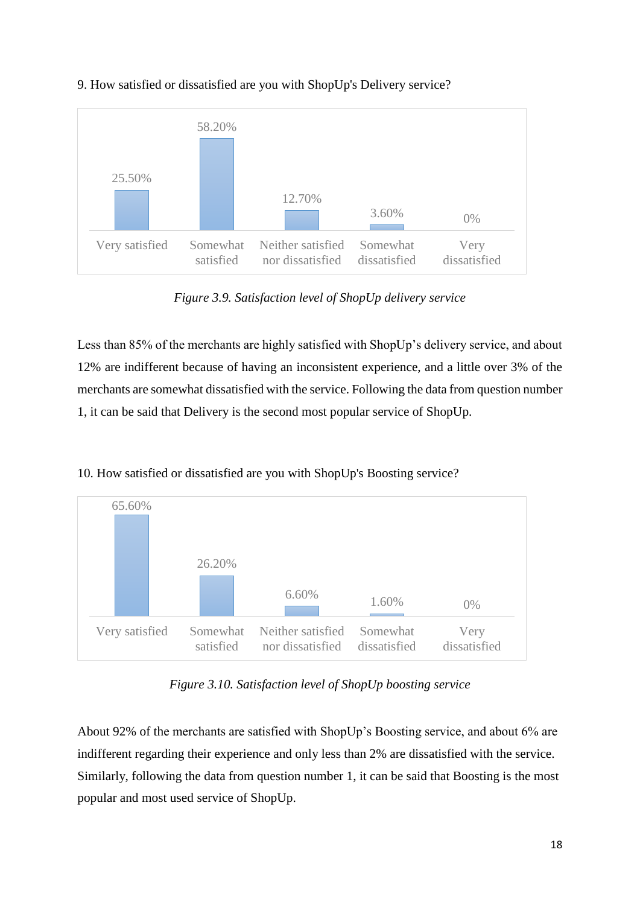9. How satisfied or dissatisfied are you with ShopUp's Delivery service?

| Very satisfied | Somewhat satisfied | Neither satisfied nor dissatisfied | Somewhat dissatisfied | Very dissatisfied |
|---|---|---|---|---|
| 25.50% | 58.20% | 12.70% | 3.60% | 0% |

*Figure 3.9. Satisfaction level of ShopUp delivery service*

Less than 85% of the merchants are highly satisfied with ShopUp's delivery service, and about 12% are indifferent because of having an inconsistent experience, and a little over 3% of the merchants are somewhat dissatisfied with the service. Following the data from question number 1, it can be said that Delivery is the second most popular service of ShopUp.

10. How satisfied or dissatisfied are you with ShopUp's Boosting service?

| Very satisfied | Somewhat satisfied | Neither satisfied nor dissatisfied | Somewhat dissatisfied | Very dissatisfied |
|---|---|---|---|---|
| 65.60% | 26.20% | 6.60% | 1.60% | 0% |

*Figure 3.10. Satisfaction level of ShopUp boosting service*

About 92% of the merchants are satisfied with ShopUp's Boosting service, and about 6% are indifferent regarding their experience and only less than 2% are dissatisfied with the service. Similarly, following the data from question number 1, it can be said that Boosting is the most popular and most used service of ShopUp.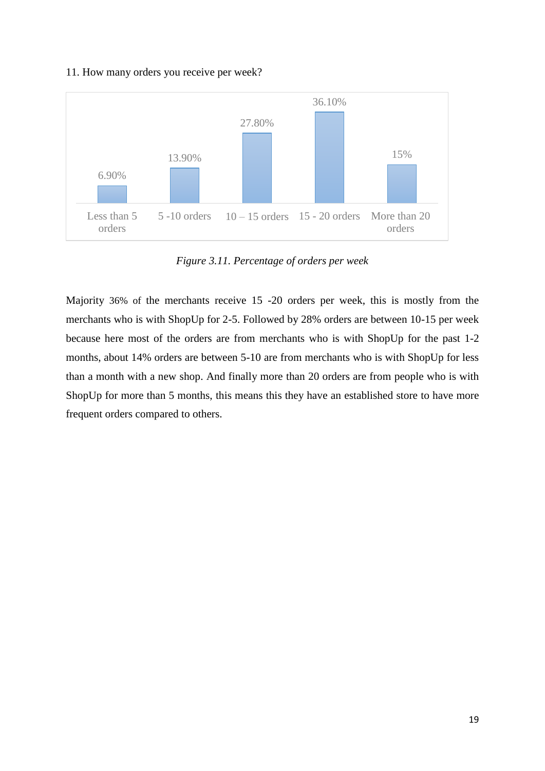11. How many orders you receive per week?

| Less than 5 orders | 5 -10 orders | 10 – 15 orders | 15 - 20 orders | More than 20 orders |
|---|---|---|---|---|
| 6.90% | 13.90% | 27.80% | 36.10% | 15% |

*Figure 3.11. Percentage of orders per week*

Majority 36% of the merchants receive 15 -20 orders per week, this is mostly from the merchants who is with ShopUp for 2-5. Followed by 28% orders are between 10-15 per week because here most of the orders are from merchants who is with ShopUp for the past 1-2 months, about 14% orders are between 5-10 are from merchants who is with ShopUp for less than a month with a new shop. And finally more than 20 orders are from people who is with ShopUp for more than 5 months, this means this they have an established store to have more frequent orders compared to others.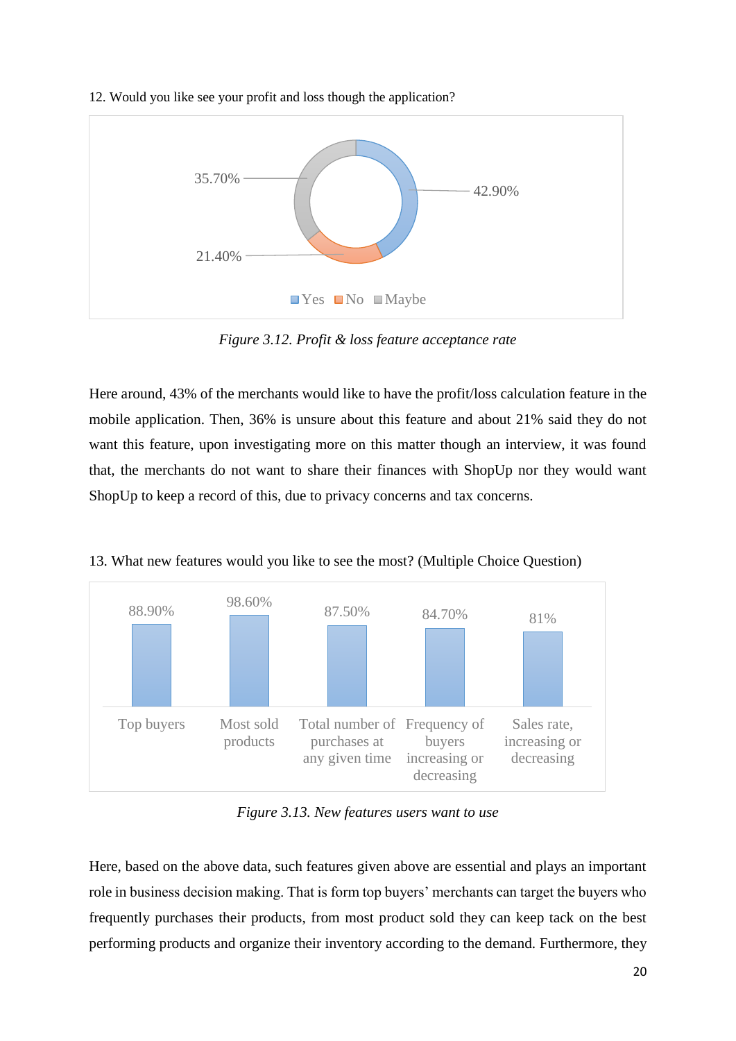12. Would you like see your profit and loss though the application?

| Response | Percentage |
|---|---|
| Yes | 42.90% |
| No | 21.40% |
| Maybe | 35.70% |

*Figure 3.12. Profit & loss feature acceptance rate*

Here around, 43% of the merchants would like to have the profit/loss calculation feature in the mobile application. Then, 36% is unsure about this feature and about 21% said they do not want this feature, upon investigating more on this matter though an interview, it was found that, the merchants do not want to share their finances with ShopUp nor they would want ShopUp to keep a record of this, due to privacy concerns and tax concerns.

13. What new features would you like to see the most? (Multiple Choice Question)

| Feature | Percentage |
|---|---|
| Top buyers | 88.90% |
| Most sold products | 98.60% |
| Total number of purchases at any given time | 87.50% |
| Frequency of buyers increasing or decreasing | 84.70% |
| Sales rate, increasing or decreasing | 81% |

*Figure 3.13. New features users want to use*

Here, based on the above data, such features given above are essential and plays an important role in business decision making. That is form top buyers' merchants can target the buyers who frequently purchases their products, from most product sold they can keep tack on the best performing products and organize their inventory according to the demand. Furthermore, they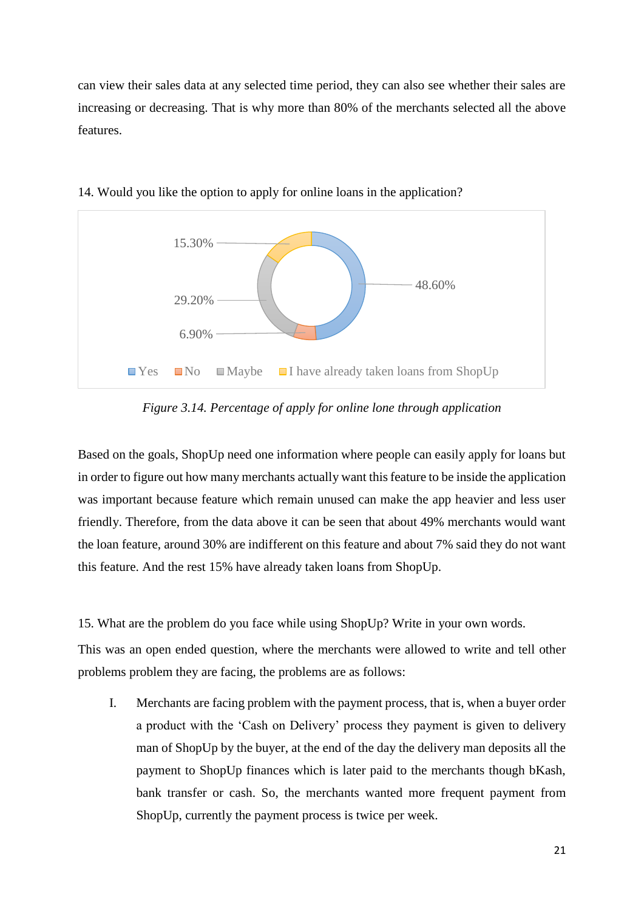can view their sales data at any selected time period, they can also see whether their sales are increasing or decreasing. That is why more than 80% of the merchants selected all the above features.

14. Would you like the option to apply for online loans in the application?

| Response | Percentage |
| --- | --- |
| Yes | 48.60% |
| No | 6.90% |
| Maybe | 29.20% |
| I have already taken loans from ShopUp | 15.30% |

*Figure 3.14. Percentage of apply for online lone through application*

Based on the goals, ShopUp need one information where people can easily apply for loans but in order to figure out how many merchants actually want this feature to be inside the application was important because feature which remain unused can make the app heavier and less user friendly. Therefore, from the data above it can be seen that about 49% merchants would want the loan feature, around 30% are indifferent on this feature and about 7% said they do not want this feature. And the rest 15% have already taken loans from ShopUp.

15. What are the problem do you face while using ShopUp? Write in your own words.

This was an open ended question, where the merchants were allowed to write and tell other problems problem they are facing, the problems are as follows:

I. Merchants are facing problem with the payment process, that is, when a buyer order a product with the 'Cash on Delivery' process they payment is given to delivery man of ShopUp by the buyer, at the end of the day the delivery man deposits all the payment to ShopUp finances which is later paid to the merchants though bKash, bank transfer or cash. So, the merchants wanted more frequent payment from ShopUp, currently the payment process is twice per week.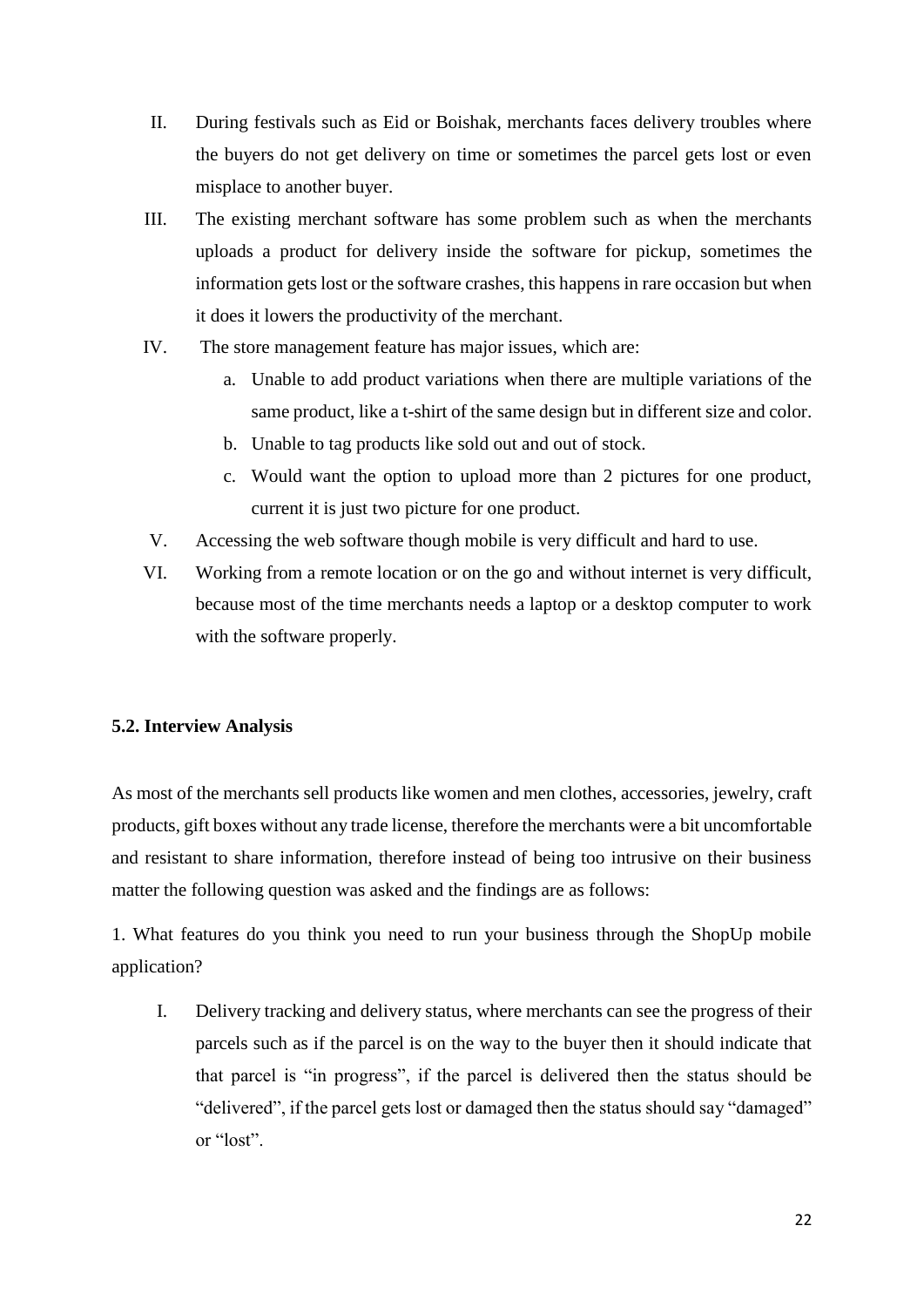II. During festivals such as Eid or Boishak, merchants faces delivery troubles where the buyers do not get delivery on time or sometimes the parcel gets lost or even misplace to another buyer.

III. The existing merchant software has some problem such as when the merchants uploads a product for delivery inside the software for pickup, sometimes the information gets lost or the software crashes, this happens in rare occasion but when it does it lowers the productivity of the merchant.

IV. The store management feature has major issues, which are:

   a. Unable to add product variations when there are multiple variations of the same product, like a t-shirt of the same design but in different size and color.

   b. Unable to tag products like sold out and out of stock.

   c. Would want the option to upload more than 2 pictures for one product, current it is just two picture for one product.

V. Accessing the web software though mobile is very difficult and hard to use.

VI. Working from a remote location or on the go and without internet is very difficult, because most of the time merchants needs a laptop or a desktop computer to work with the software properly.

### 5.2. Interview Analysis

As most of the merchants sell products like women and men clothes, accessories, jewelry, craft products, gift boxes without any trade license, therefore the merchants were a bit uncomfortable and resistant to share information, therefore instead of being too intrusive on their business matter the following question was asked and the findings are as follows:

1. What features do you think you need to run your business through the ShopUp mobile application?

   I. Delivery tracking and delivery status, where merchants can see the progress of their parcels such as if the parcel is on the way to the buyer then it should indicate that that parcel is "in progress", if the parcel is delivered then the status should be "delivered", if the parcel gets lost or damaged then the status should say "damaged" or "lost".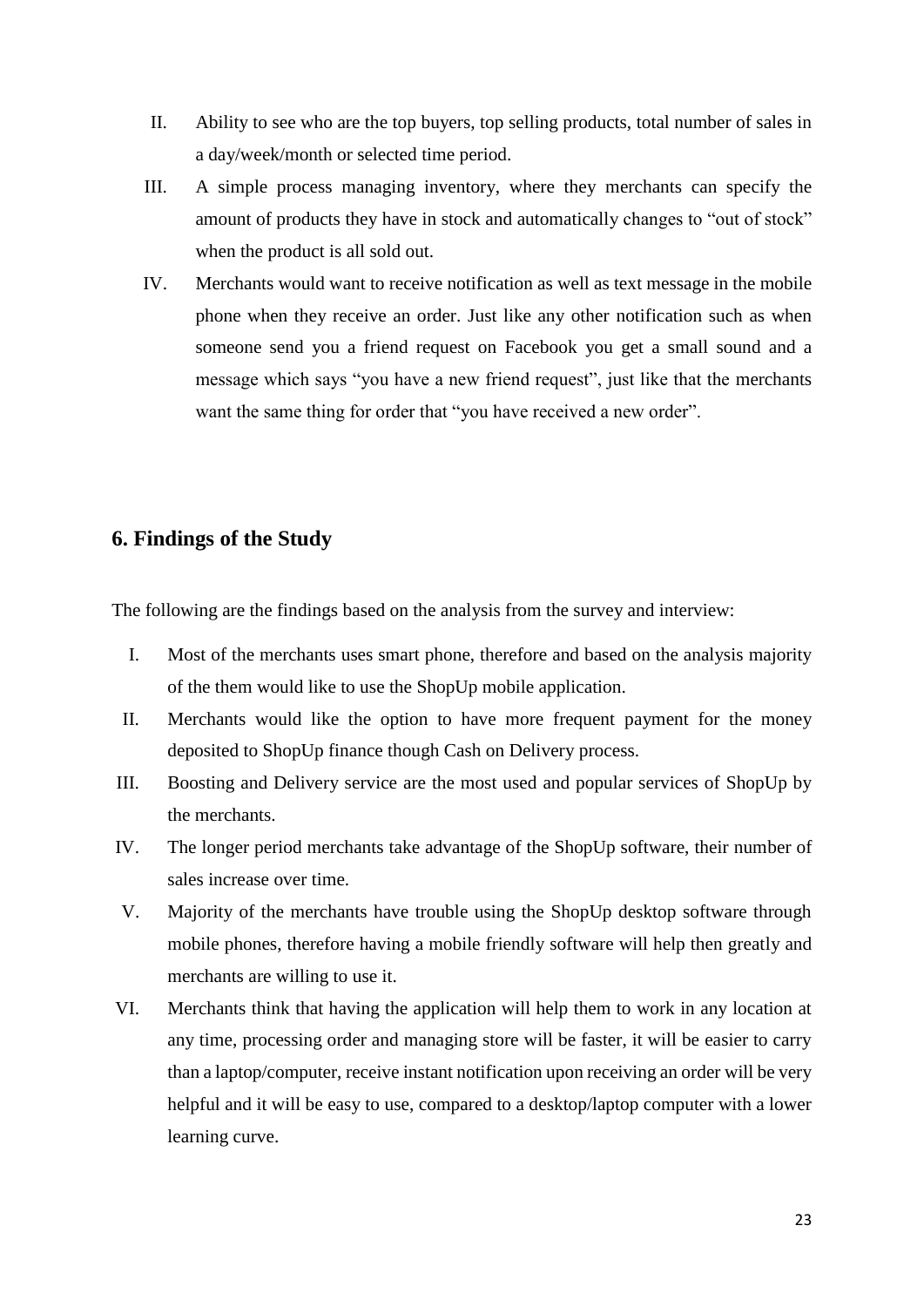II. Ability to see who are the top buyers, top selling products, total number of sales in a day/week/month or selected time period.

III. A simple process managing inventory, where they merchants can specify the amount of products they have in stock and automatically changes to "out of stock" when the product is all sold out.

IV. Merchants would want to receive notification as well as text message in the mobile phone when they receive an order. Just like any other notification such as when someone send you a friend request on Facebook you get a small sound and a message which says "you have a new friend request", just like that the merchants want the same thing for order that "you have received a new order".

## 6. Findings of the Study

The following are the findings based on the analysis from the survey and interview:

I. Most of the merchants uses smart phone, therefore and based on the analysis majority of the them would like to use the ShopUp mobile application.

II. Merchants would like the option to have more frequent payment for the money deposited to ShopUp finance though Cash on Delivery process.

III. Boosting and Delivery service are the most used and popular services of ShopUp by the merchants.

IV. The longer period merchants take advantage of the ShopUp software, their number of sales increase over time.

V. Majority of the merchants have trouble using the ShopUp desktop software through mobile phones, therefore having a mobile friendly software will help then greatly and merchants are willing to use it.

VI. Merchants think that having the application will help them to work in any location at any time, processing order and managing store will be faster, it will be easier to carry than a laptop/computer, receive instant notification upon receiving an order will be very helpful and it will be easy to use, compared to a desktop/laptop computer with a lower learning curve.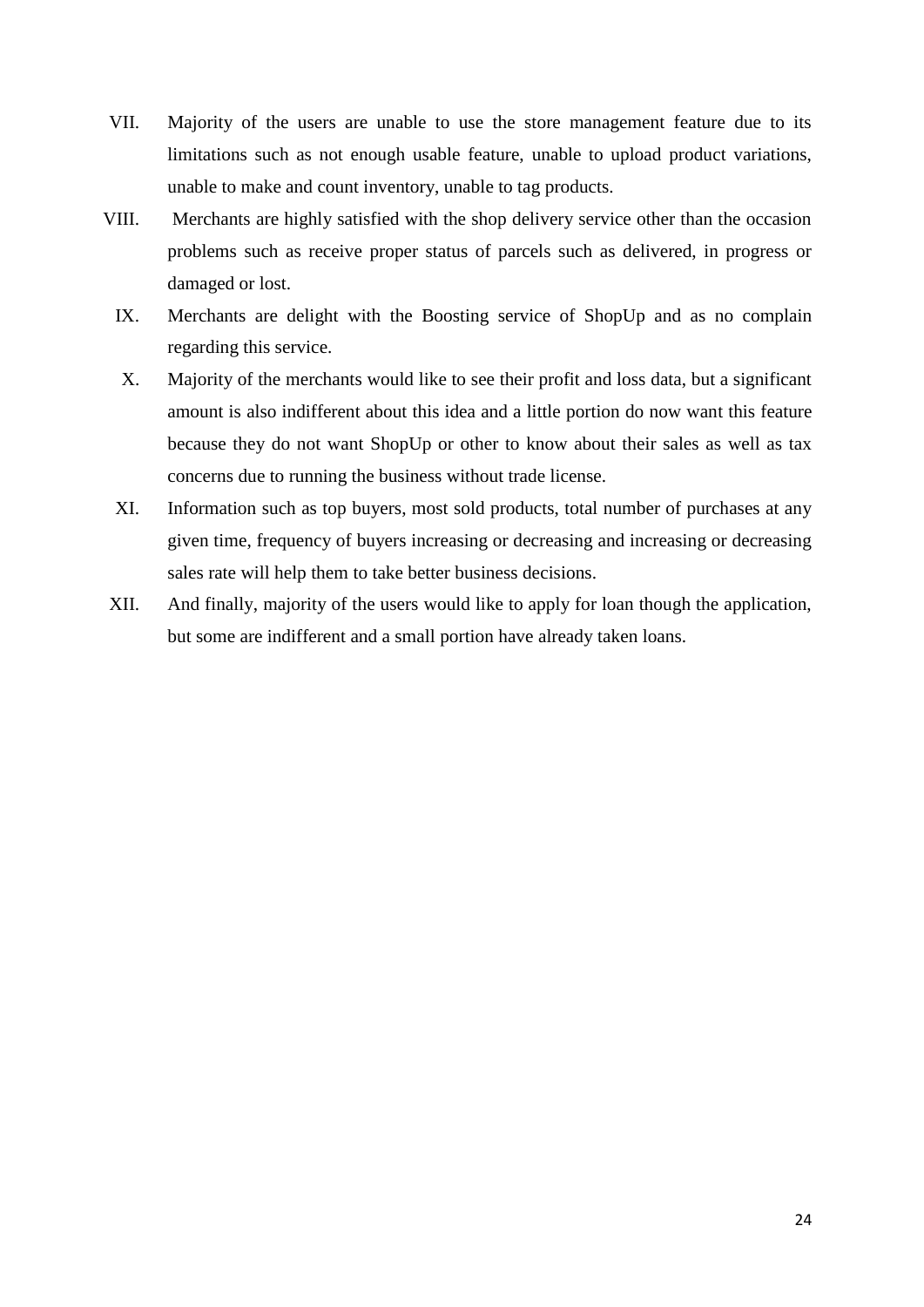VII. Majority of the users are unable to use the store management feature due to its limitations such as not enough usable feature, unable to upload product variations, unable to make and count inventory, unable to tag products.

VIII. Merchants are highly satisfied with the shop delivery service other than the occasion problems such as receive proper status of parcels such as delivered, in progress or damaged or lost.

IX. Merchants are delight with the Boosting service of ShopUp and as no complain regarding this service.

X. Majority of the merchants would like to see their profit and loss data, but a significant amount is also indifferent about this idea and a little portion do now want this feature because they do not want ShopUp or other to know about their sales as well as tax concerns due to running the business without trade license.

XI. Information such as top buyers, most sold products, total number of purchases at any given time, frequency of buyers increasing or decreasing and increasing or decreasing sales rate will help them to take better business decisions.

XII. And finally, majority of the users would like to apply for loan though the application, but some are indifferent and a small portion have already taken loans.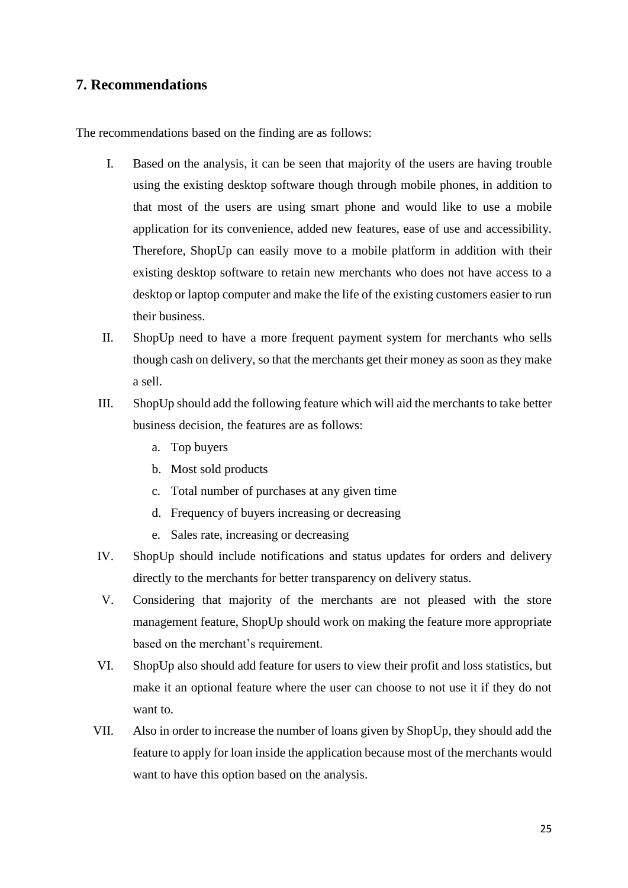## 7. Recommendations

The recommendations based on the finding are as follows:

I. Based on the analysis, it can be seen that majority of the users are having trouble using the existing desktop software though through mobile phones, in addition to that most of the users are using smart phone and would like to use a mobile application for its convenience, added new features, ease of use and accessibility. Therefore, ShopUp can easily move to a mobile platform in addition with their existing desktop software to retain new merchants who does not have access to a desktop or laptop computer and make the life of the existing customers easier to run their business.

II. ShopUp need to have a more frequent payment system for merchants who sells though cash on delivery, so that the merchants get their money as soon as they make a sell.

III. ShopUp should add the following feature which will aid the merchants to take better business decision, the features are as follows:
   a. Top buyers
   b. Most sold products
   c. Total number of purchases at any given time
   d. Frequency of buyers increasing or decreasing
   e. Sales rate, increasing or decreasing

IV. ShopUp should include notifications and status updates for orders and delivery directly to the merchants for better transparency on delivery status.

V. Considering that majority of the merchants are not pleased with the store management feature, ShopUp should work on making the feature more appropriate based on the merchant's requirement.

VI. ShopUp also should add feature for users to view their profit and loss statistics, but make it an optional feature where the user can choose to not use it if they do not want to.

VII. Also in order to increase the number of loans given by ShopUp, they should add the feature to apply for loan inside the application because most of the merchants would want to have this option based on the analysis.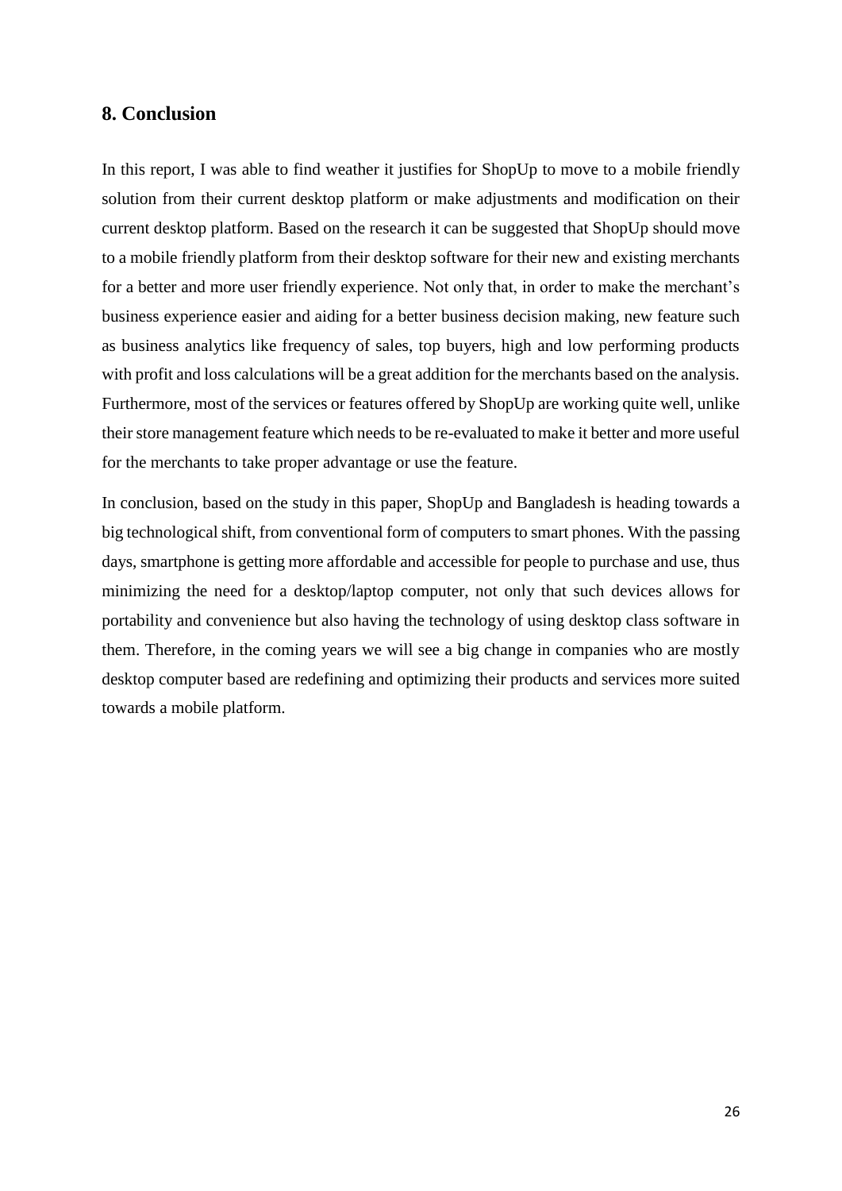## 8. Conclusion

In this report, I was able to find weather it justifies for ShopUp to move to a mobile friendly solution from their current desktop platform or make adjustments and modification on their current desktop platform. Based on the research it can be suggested that ShopUp should move to a mobile friendly platform from their desktop software for their new and existing merchants for a better and more user friendly experience. Not only that, in order to make the merchant's business experience easier and aiding for a better business decision making, new feature such as business analytics like frequency of sales, top buyers, high and low performing products with profit and loss calculations will be a great addition for the merchants based on the analysis. Furthermore, most of the services or features offered by ShopUp are working quite well, unlike their store management feature which needs to be re-evaluated to make it better and more useful for the merchants to take proper advantage or use the feature.

In conclusion, based on the study in this paper, ShopUp and Bangladesh is heading towards a big technological shift, from conventional form of computers to smart phones. With the passing days, smartphone is getting more affordable and accessible for people to purchase and use, thus minimizing the need for a desktop/laptop computer, not only that such devices allows for portability and convenience but also having the technology of using desktop class software in them. Therefore, in the coming years we will see a big change in companies who are mostly desktop computer based are redefining and optimizing their products and services more suited towards a mobile platform.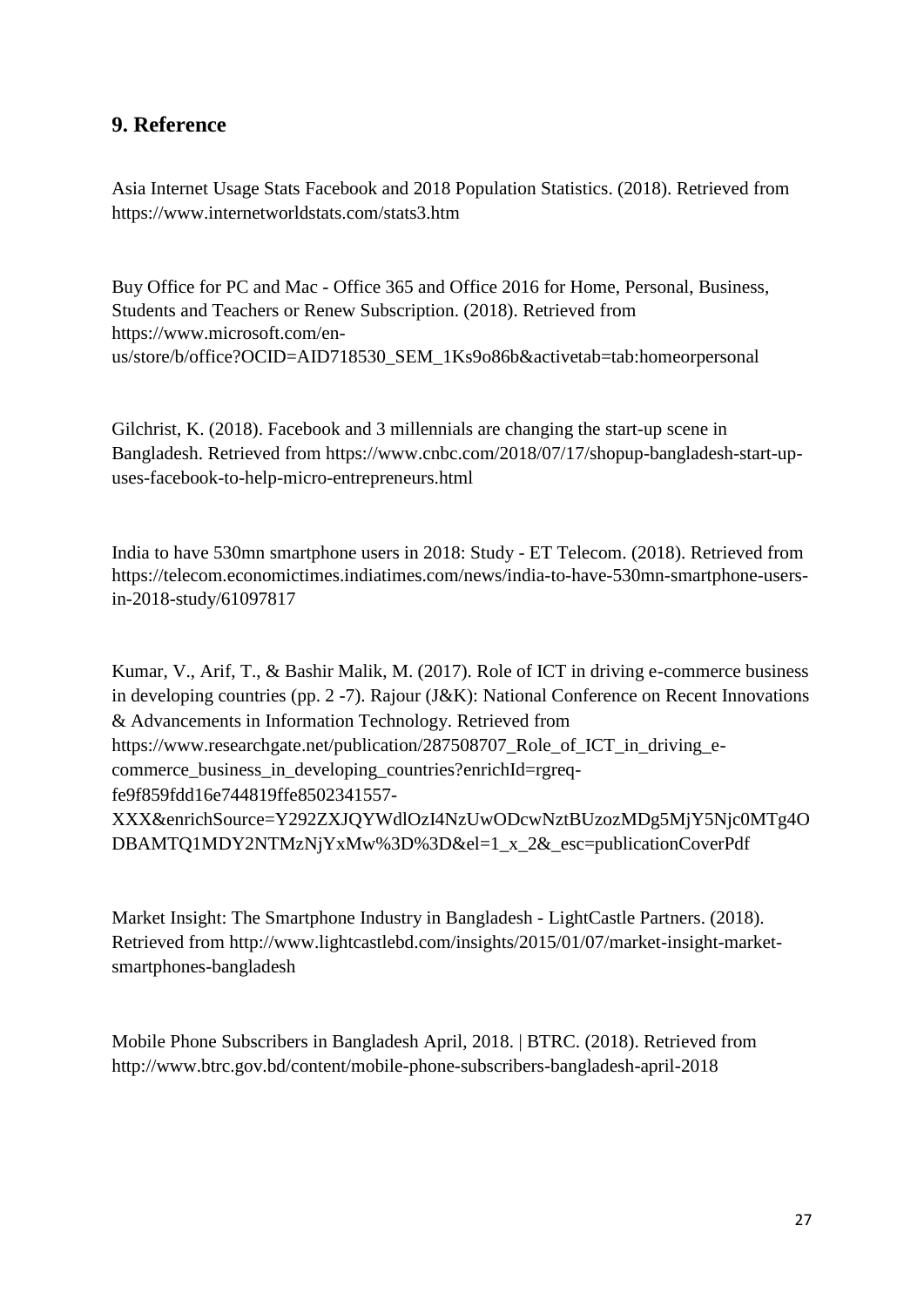## 9. Reference

Asia Internet Usage Stats Facebook and 2018 Population Statistics. (2018). Retrieved from https://www.internetworldstats.com/stats3.htm

Buy Office for PC and Mac - Office 365 and Office 2016 for Home, Personal, Business, Students and Teachers or Renew Subscription. (2018). Retrieved from https://www.microsoft.com/en-us/store/b/office?OCID=AID718530_SEM_1Ks9o86b&activetab=tab:homeorpersonal

Gilchrist, K. (2018). Facebook and 3 millennials are changing the start-up scene in Bangladesh. Retrieved from https://www.cnbc.com/2018/07/17/shopup-bangladesh-start-up-uses-facebook-to-help-micro-entrepreneurs.html

India to have 530mn smartphone users in 2018: Study - ET Telecom. (2018). Retrieved from https://telecom.economictimes.indiatimes.com/news/india-to-have-530mn-smartphone-users-in-2018-study/61097817

Kumar, V., Arif, T., & Bashir Malik, M. (2017). Role of ICT in driving e-commerce business in developing countries (pp. 2 -7). Rajour (J&K): National Conference on Recent Innovations & Advancements in Information Technology. Retrieved from https://www.researchgate.net/publication/287508707_Role_of_ICT_in_driving_e-commerce_business_in_developing_countries?enrichId=rgreq-fe9f859fdd16e744819ffe8502341557-XXX&enrichSource=Y292ZXJQYWdlOzI4NzUwODcwNztBUzozMDg5MjY5Njc0MTg4ODBAMTQ1MDY2NTMzNjYxMw%3D%3D&el=1_x_2&_esc=publicationCoverPdf

Market Insight: The Smartphone Industry in Bangladesh - LightCastle Partners. (2018). Retrieved from http://www.lightcastlebd.com/insights/2015/01/07/market-insight-market-smartphones-bangladesh

Mobile Phone Subscribers in Bangladesh April, 2018. | BTRC. (2018). Retrieved from http://www.btrc.gov.bd/content/mobile-phone-subscribers-bangladesh-april-2018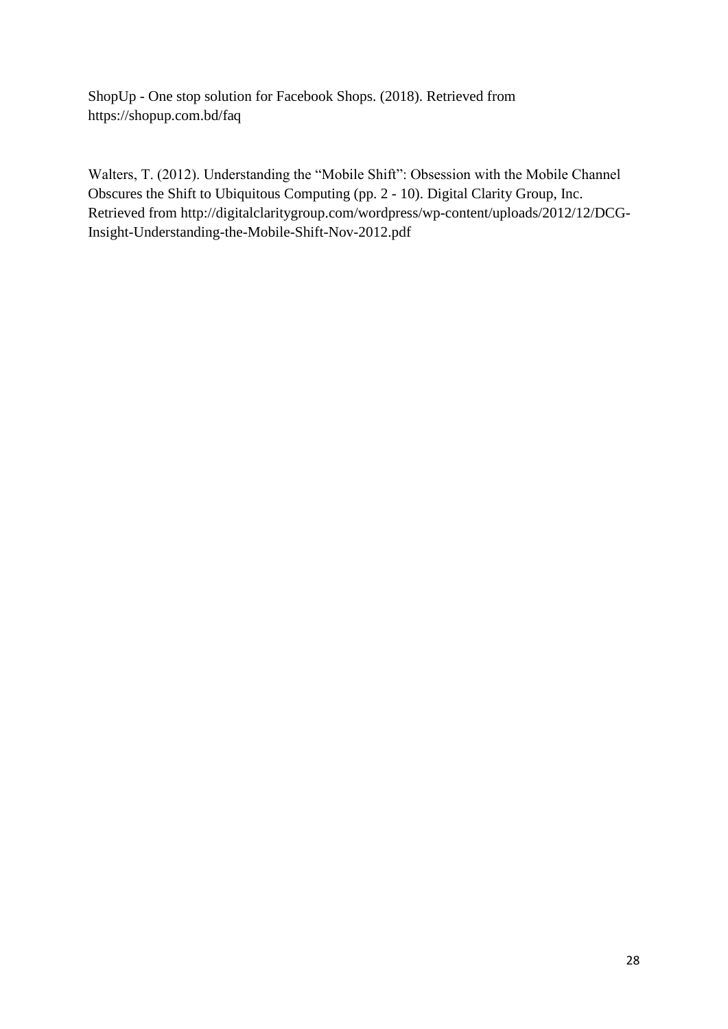ShopUp - One stop solution for Facebook Shops. (2018). Retrieved from https://shopup.com.bd/faq

Walters, T. (2012). Understanding the "Mobile Shift": Obsession with the Mobile Channel Obscures the Shift to Ubiquitous Computing (pp. 2 - 10). Digital Clarity Group, Inc. Retrieved from http://digitalclaritygroup.com/wordpress/wp-content/uploads/2012/12/DCG-Insight-Understanding-the-Mobile-Shift-Nov-2012.pdf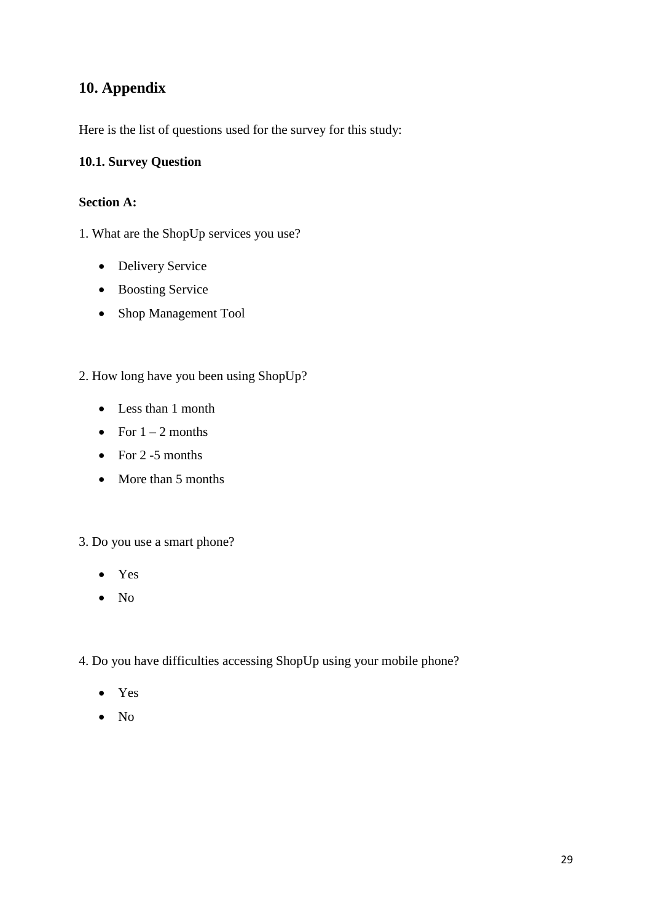## 10. Appendix

Here is the list of questions used for the survey for this study:

### 10.1. Survey Question

**Section A:**

1. What are the ShopUp services you use?

- Delivery Service
- Boosting Service
- Shop Management Tool

2. How long have you been using ShopUp?

- Less than 1 month
- For 1 – 2 months
- For 2 -5 months
- More than 5 months

3. Do you use a smart phone?

- Yes
- No

4. Do you have difficulties accessing ShopUp using your mobile phone?

- Yes
- No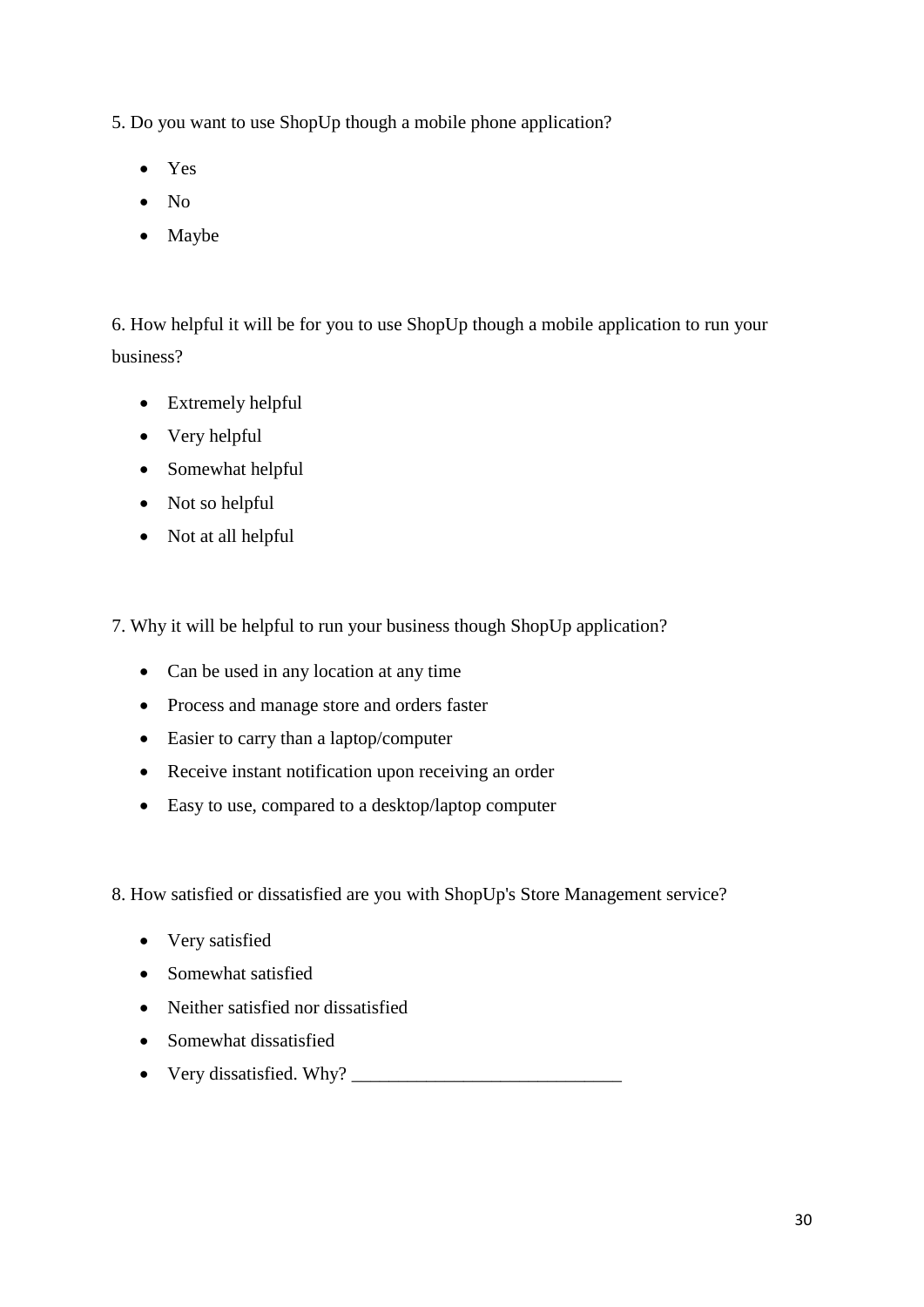5. Do you want to use ShopUp though a mobile phone application?

- Yes
- No
- Maybe

6. How helpful it will be for you to use ShopUp though a mobile application to run your business?

- Extremely helpful
- Very helpful
- Somewhat helpful
- Not so helpful
- Not at all helpful

7. Why it will be helpful to run your business though ShopUp application?

- Can be used in any location at any time
- Process and manage store and orders faster
- Easier to carry than a laptop/computer
- Receive instant notification upon receiving an order
- Easy to use, compared to a desktop/laptop computer

8. How satisfied or dissatisfied are you with ShopUp's Store Management service?

- Very satisfied
- Somewhat satisfied
- Neither satisfied nor dissatisfied
- Somewhat dissatisfied
- Very dissatisfied. Why? ____________________________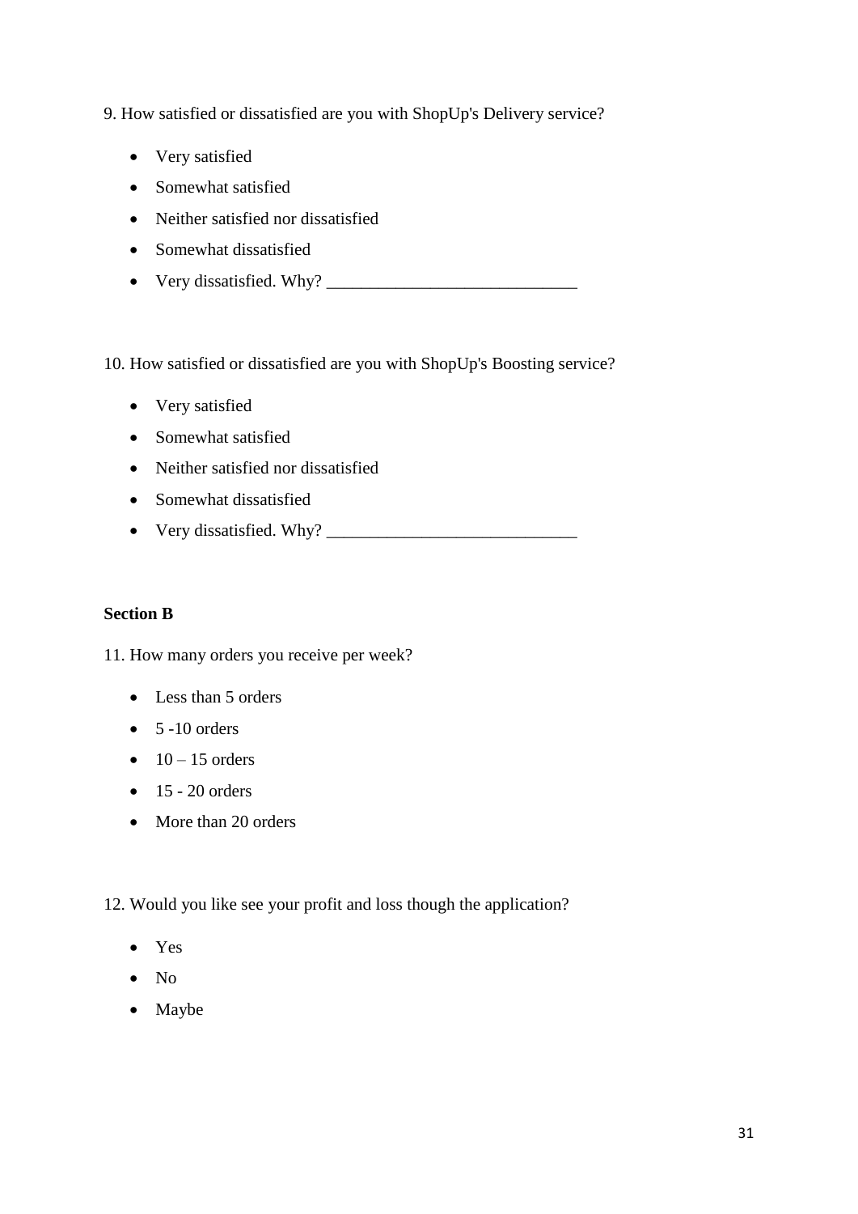9. How satisfied or dissatisfied are you with ShopUp's Delivery service?

- Very satisfied
- Somewhat satisfied
- Neither satisfied nor dissatisfied
- Somewhat dissatisfied
- Very dissatisfied. Why? ____________________________

10. How satisfied or dissatisfied are you with ShopUp's Boosting service?

- Very satisfied
- Somewhat satisfied
- Neither satisfied nor dissatisfied
- Somewhat dissatisfied
- Very dissatisfied. Why? ____________________________

**Section B**

11. How many orders you receive per week?

- Less than 5 orders
- 5 -10 orders
- 10 – 15 orders
- 15 - 20 orders
- More than 20 orders

12. Would you like see your profit and loss though the application?

- Yes
- No
- Maybe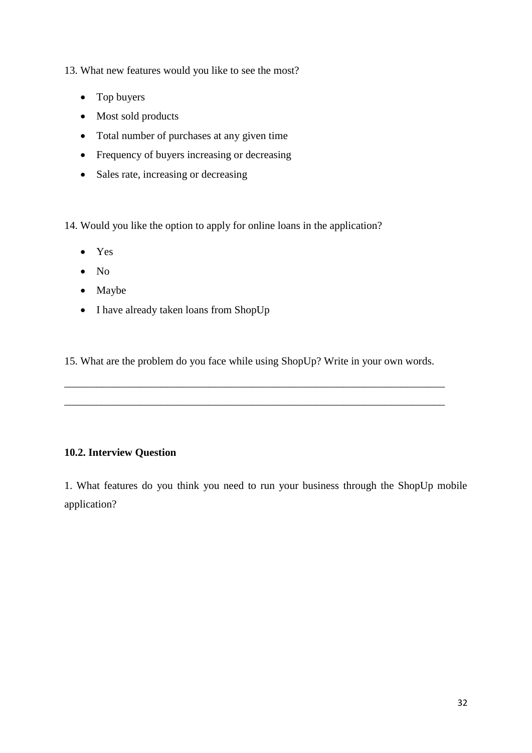13. What new features would you like to see the most?

- Top buyers
- Most sold products
- Total number of purchases at any given time
- Frequency of buyers increasing or decreasing
- Sales rate, increasing or decreasing

14. Would you like the option to apply for online loans in the application?

- Yes
- No
- Maybe
- I have already taken loans from ShopUp

15. What are the problem do you face while using ShopUp? Write in your own words.

__________________________________________________________________________

__________________________________________________________________________

### 10.2. Interview Question

1. What features do you think you need to run your business through the ShopUp mobile application?